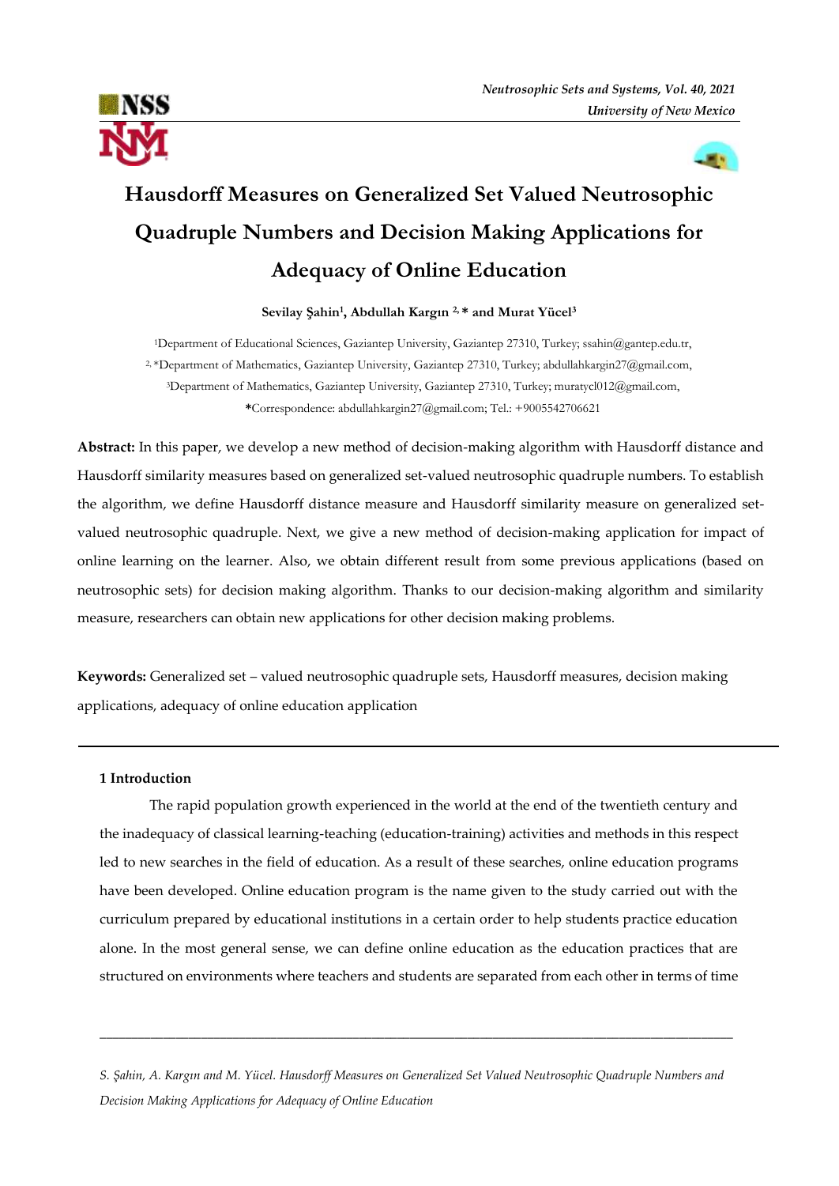# Hausdorff Measures on Generalized Set Valued Neutrosophic Quadruple Numbers and Decision Making Applications for Adequacy of Online Education

**Sevilay Şahin[1], Abdullah Kargın [2,*] and Murat Yücel[3]**

[1]Department of Educational Sciences, Gaziantep University, Gaziantep 27310, Turkey; ssahin@gantep.edu.tr,

[2,*]Department of Mathematics, Gaziantep University, Gaziantep 27310, Turkey; abdullahkargin27@gmail.com,

[3]Department of Mathematics, Gaziantep University, Gaziantep 27310, Turkey; muratycl012@gmail.com,

*Correspondence: abdullahkargin27@gmail.com; Tel.: +9005542706621

**Abstract:** In this paper, we develop a new method of decision-making algorithm with Hausdorff distance and Hausdorff similarity measures based on generalized set-valued neutrosophic quadruple numbers. To establish the algorithm, we define Hausdorff distance measure and Hausdorff similarity measure on generalized set-valued neutrosophic quadruple. Next, we give a new method of decision-making application for impact of online learning on the learner. Also, we obtain different result from some previous applications (based on neutrosophic sets) for decision making algorithm. Thanks to our decision-making algorithm and similarity measure, researchers can obtain new applications for other decision making problems.

**Keywords:** Generalized set – valued neutrosophic quadruple sets, Hausdorff measures, decision making applications, adequacy of online education application

## 1 Introduction

The rapid population growth experienced in the world at the end of the twentieth century and the inadequacy of classical learning-teaching (education-training) activities and methods in this respect led to new searches in the field of education. As a result of these searches, online education programs have been developed. Online education program is the name given to the study carried out with the curriculum prepared by educational institutions in a certain order to help students practice education alone. In the most general sense, we can define online education as the education practices that are structured on environments where teachers and students are separated from each other in terms of time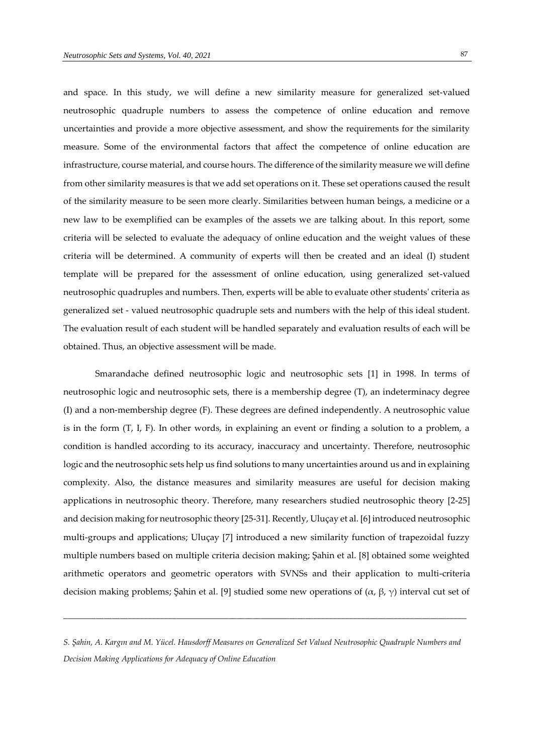and space. In this study, we will define a new similarity measure for generalized set-valued neutrosophic quadruple numbers to assess the competence of online education and remove uncertainties and provide a more objective assessment, and show the requirements for the similarity measure. Some of the environmental factors that affect the competence of online education are infrastructure, course material, and course hours. The difference of the similarity measure we will define from other similarity measures is that we add set operations on it. These set operations caused the result of the similarity measure to be seen more clearly. Similarities between human beings, a medicine or a new law to be exemplified can be examples of the assets we are talking about. In this report, some criteria will be selected to evaluate the adequacy of online education and the weight values of these criteria will be determined. A community of experts will then be created and an ideal (I) student template will be prepared for the assessment of online education, using generalized set-valued neutrosophic quadruples and numbers. Then, experts will be able to evaluate other students' criteria as generalized set - valued neutrosophic quadruple sets and numbers with the help of this ideal student. The evaluation result of each student will be handled separately and evaluation results of each will be obtained. Thus, an objective assessment will be made.

Smarandache defined neutrosophic logic and neutrosophic sets [1] in 1998. In terms of neutrosophic logic and neutrosophic sets, there is a membership degree (T), an indeterminacy degree (I) and a non-membership degree (F). These degrees are defined independently. A neutrosophic value is in the form (T, I, F). In other words, in explaining an event or finding a solution to a problem, a condition is handled according to its accuracy, inaccuracy and uncertainty. Therefore, neutrosophic logic and the neutrosophic sets help us find solutions to many uncertainties around us and in explaining complexity. Also, the distance measures and similarity measures are useful for decision making applications in neutrosophic theory. Therefore, many researchers studied neutrosophic theory [2-25] and decision making for neutrosophic theory [25-31]. Recently, Uluçay et al. [6] introduced neutrosophic multi-groups and applications; Uluçay [7] introduced a new similarity function of trapezoidal fuzzy multiple numbers based on multiple criteria decision making; Şahin et al. [8] obtained some weighted arithmetic operators and geometric operators with SVNSs and their application to multi-criteria decision making problems; Şahin et al. [9] studied some new operations of ($\alpha$, $\beta$, $\gamma$) interval cut set of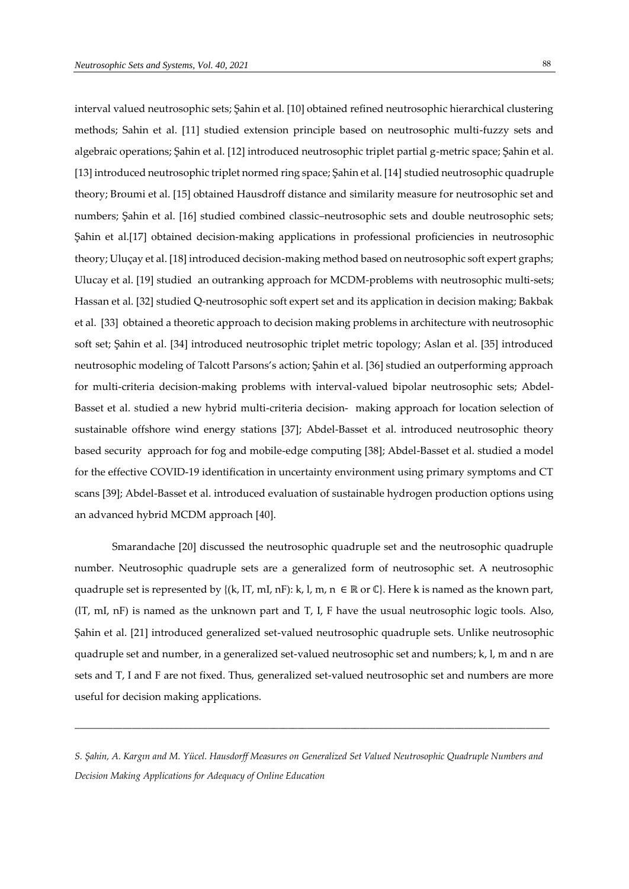interval valued neutrosophic sets; Şahin et al. [10] obtained refined neutrosophic hierarchical clustering methods; Sahin et al. [11] studied extension principle based on neutrosophic multi-fuzzy sets and algebraic operations; Şahin et al. [12] introduced neutrosophic triplet partial g-metric space; Şahin et al. [13] introduced neutrosophic triplet normed ring space; Şahin et al. [14] studied neutrosophic quadruple theory; Broumi et al. [15] obtained Hausdroff distance and similarity measure for neutrosophic set and numbers; Şahin et al. [16] studied combined classic–neutrosophic sets and double neutrosophic sets; Şahin et al.[17] obtained decision-making applications in professional proficiencies in neutrosophic theory; Uluçay et al. [18] introduced decision-making method based on neutrosophic soft expert graphs; Ulucay et al. [19] studied an outranking approach for MCDM-problems with neutrosophic multi-sets; Hassan et al. [32] studied Q-neutrosophic soft expert set and its application in decision making; Bakbak et al. [33] obtained a theoretic approach to decision making problems in architecture with neutrosophic soft set; Şahin et al. [34] introduced neutrosophic triplet metric topology; Aslan et al. [35] introduced neutrosophic modeling of Talcott Parsons's action; Şahin et al. [36] studied an outperforming approach for multi-criteria decision-making problems with interval-valued bipolar neutrosophic sets; Abdel-Basset et al. studied a new hybrid multi-criteria decision- making approach for location selection of sustainable offshore wind energy stations [37]; Abdel-Basset et al. introduced neutrosophic theory based security approach for fog and mobile-edge computing [38]; Abdel-Basset et al. studied a model for the effective COVID-19 identification in uncertainty environment using primary symptoms and CT scans [39]; Abdel-Basset et al. introduced evaluation of sustainable hydrogen production options using an advanced hybrid MCDM approach [40].

Smarandache [20] discussed the neutrosophic quadruple set and the neutrosophic quadruple number. Neutrosophic quadruple sets are a generalized form of neutrosophic set. A neutrosophic quadruple set is represented by $\{(k, lT, mI, nF)$: $k, l, m, n \in \mathbb{R}$ or $\mathbb{C}\}$. Here k is named as the known part, (lT, mI, nF) is named as the unknown part and T, I, F have the usual neutrosophic logic tools. Also, Şahin et al. [21] introduced generalized set-valued neutrosophic quadruple sets. Unlike neutrosophic quadruple set and number, in a generalized set-valued neutrosophic set and numbers; k, l, m and n are sets and T, I and F are not fixed. Thus, generalized set-valued neutrosophic set and numbers are more useful for decision making applications.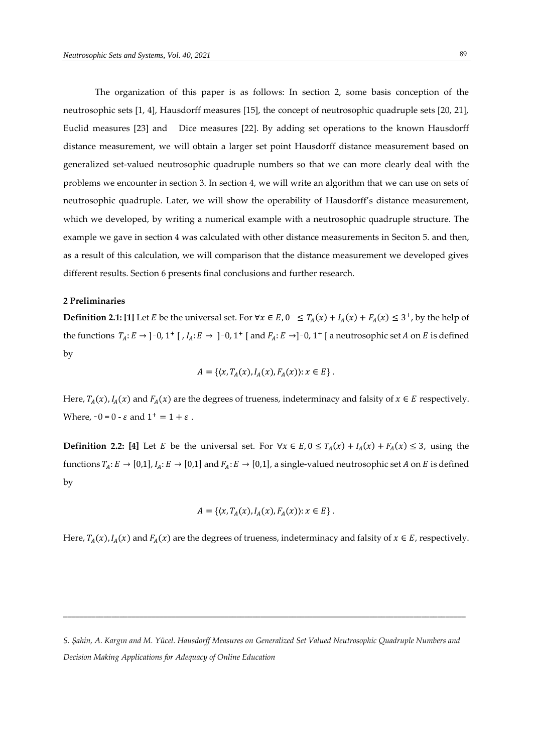The organization of this paper is as follows: In section 2, some basis conception of the neutrosophic sets [1, 4], Hausdorff measures [15], the concept of neutrosophic quadruple sets [20, 21], Euclid measures [23] and Dice measures [22]. By adding set operations to the known Hausdorff distance measurement, we will obtain a larger set point Hausdorff distance measurement based on generalized set-valued neutrosophic quadruple numbers so that we can more clearly deal with the problems we encounter in section 3. In section 4, we will write an algorithm that we can use on sets of neutrosophic quadruple. Later, we will show the operability of Hausdorff's distance measurement, which we developed, by writing a numerical example with a neutrosophic quadruple structure. The example we gave in section 4 was calculated with other distance measurements in Seciton 5. and then, as a result of this calculation, we will comparison that the distance measurement we developed gives different results. Section 6 presents final conclusions and further research.

## 2 Preliminaries

**Definition 2.1: [1]** Let $E$ be the universal set. For $\forall x \in E, 0^{-} \leq T_A(x) + I_A(x) + F_A(x) \leq 3^{+}$, by the help of the functions $T_A: E \to ]^{-}0, 1^{+}[$ , $I_A: E \to ]^{-}0, 1^{+}[$ and $F_A: E \to ]^{-}0, 1^{+}[$ a neutrosophic set $A$ on $E$ is defined by

$$A = \{\langle x, T_A(x), I_A(x), F_A(x) \rangle : x \in E\} .$$

Here, $T_A(x), I_A(x)$ and $F_A(x)$ are the degrees of trueness, indeterminacy and falsity of $x \in E$ respectively. Where, $^{-}0 = 0 - \varepsilon$ and $1^{+} = 1 + \varepsilon$ .

**Definition 2.2: [4]** Let $E$ be the universal set. For $\forall x \in E, 0 \leq T_A(x) + I_A(x) + F_A(x) \leq 3$, using the functions $T_A: E \to [0,1]$, $I_A: E \to [0,1]$ and $F_A: E \to [0,1]$, a single-valued neutrosophic set $A$ on $E$ is defined by

$$A = \{\langle x, T_A(x), I_A(x), F_A(x) \rangle : x \in E\} .$$

Here, $T_A(x), I_A(x)$ and $F_A(x)$ are the degrees of trueness, indeterminacy and falsity of $x \in E$, respectively.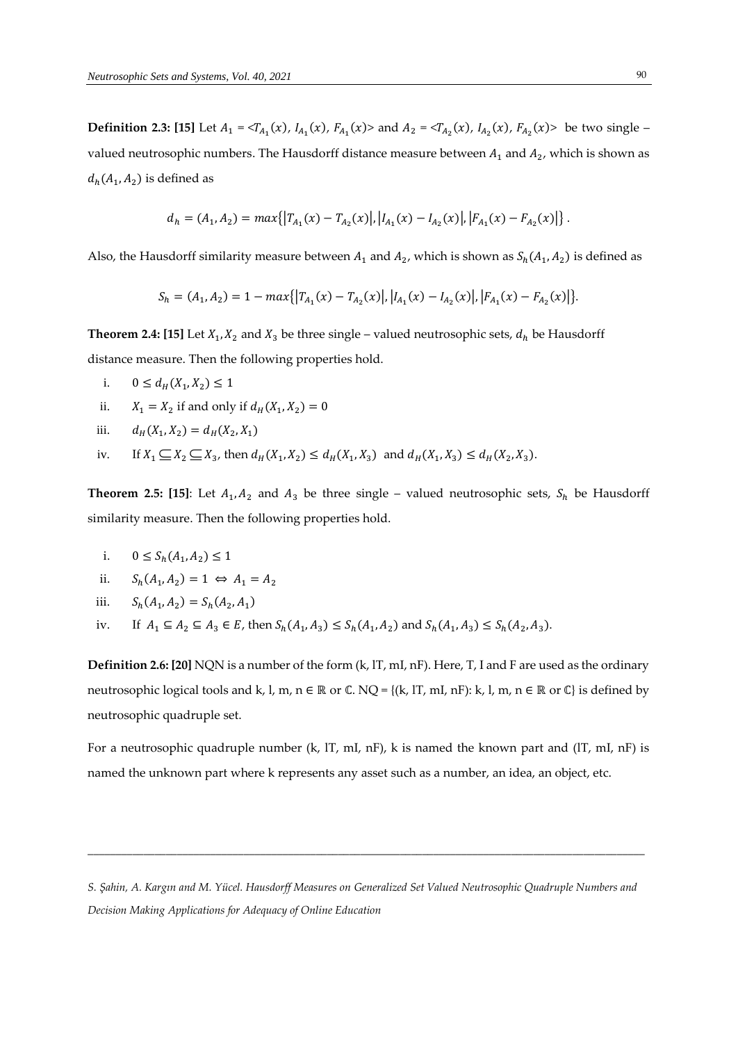**Definition 2.3: [15]** Let $A_1$ = <$T_{A_1}(x)$, $I_{A_1}(x)$, $F_{A_1}(x)$> and $A_2$ = <$T_{A_2}(x)$, $I_{A_2}(x)$, $F_{A_2}(x)$> be two single – valued neutrosophic numbers. The Hausdorff distance measure between $A_1$ and $A_2$, which is shown as $d_h(A_1, A_2)$ is defined as

$$d_h = (A_1, A_2) = max\{|T_{A_1}(x) - T_{A_2}(x)|, |I_{A_1}(x) - I_{A_2}(x)|, |F_{A_1}(x) - F_{A_2}(x)|\}.$$

Also, the Hausdorff similarity measure between $A_1$ and $A_2$, which is shown as $S_h(A_1, A_2)$ is defined as

$$S_h = (A_1, A_2) = 1 - max\{|T_{A_1}(x) - T_{A_2}(x)|, |I_{A_1}(x) - I_{A_2}(x)|, |F_{A_1}(x) - F_{A_2}(x)|\}.$$

**Theorem 2.4: [15]** Let $X_1, X_2$ and $X_3$ be three single – valued neutrosophic sets, $d_h$ be Hausdorff distance measure. Then the following properties hold.

i. $0 \leq d_H(X_1, X_2) \leq 1$

ii. $X_1 = X_2$ if and only if $d_H(X_1, X_2) = 0$

iii. $d_H(X_1, X_2) = d_H(X_2, X_1)$

iv. If $X_1 \sqsubseteq X_2 \sqsubseteq X_3$, then $d_H(X_1, X_2) \leq d_H(X_1, X_3)$ and $d_H(X_1, X_3) \leq d_H(X_2, X_3)$.

**Theorem 2.5: [15]**: Let $A_1, A_2$ and $A_3$ be three single – valued neutrosophic sets, $S_h$ be Hausdorff similarity measure. Then the following properties hold.

i. $0 \leq S_h(A_1, A_2) \leq 1$

ii. $S_h(A_1, A_2) = 1 \Leftrightarrow A_1 = A_2$

iii. $S_h(A_1, A_2) = S_h(A_2, A_1)$

iv. If $A_1 \subseteq A_2 \subseteq A_3 \in E$, then $S_h(A_1, A_3) \leq S_h(A_1, A_2)$ and $S_h(A_1, A_3) \leq S_h(A_2, A_3)$.

**Definition 2.6: [20]** NQN is a number of the form (k, lT, mI, nF). Here, T, I and F are used as the ordinary neutrosophic logical tools and k, l, m, n ∈ ℝ or ℂ. NQ = {(k, lT, mI, nF): k, l, m, n ∈ ℝ or ℂ} is defined by neutrosophic quadruple set.

For a neutrosophic quadruple number (k, lT, mI, nF), k is named the known part and (lT, mI, nF) is named the unknown part where k represents any asset such as a number, an idea, an object, etc.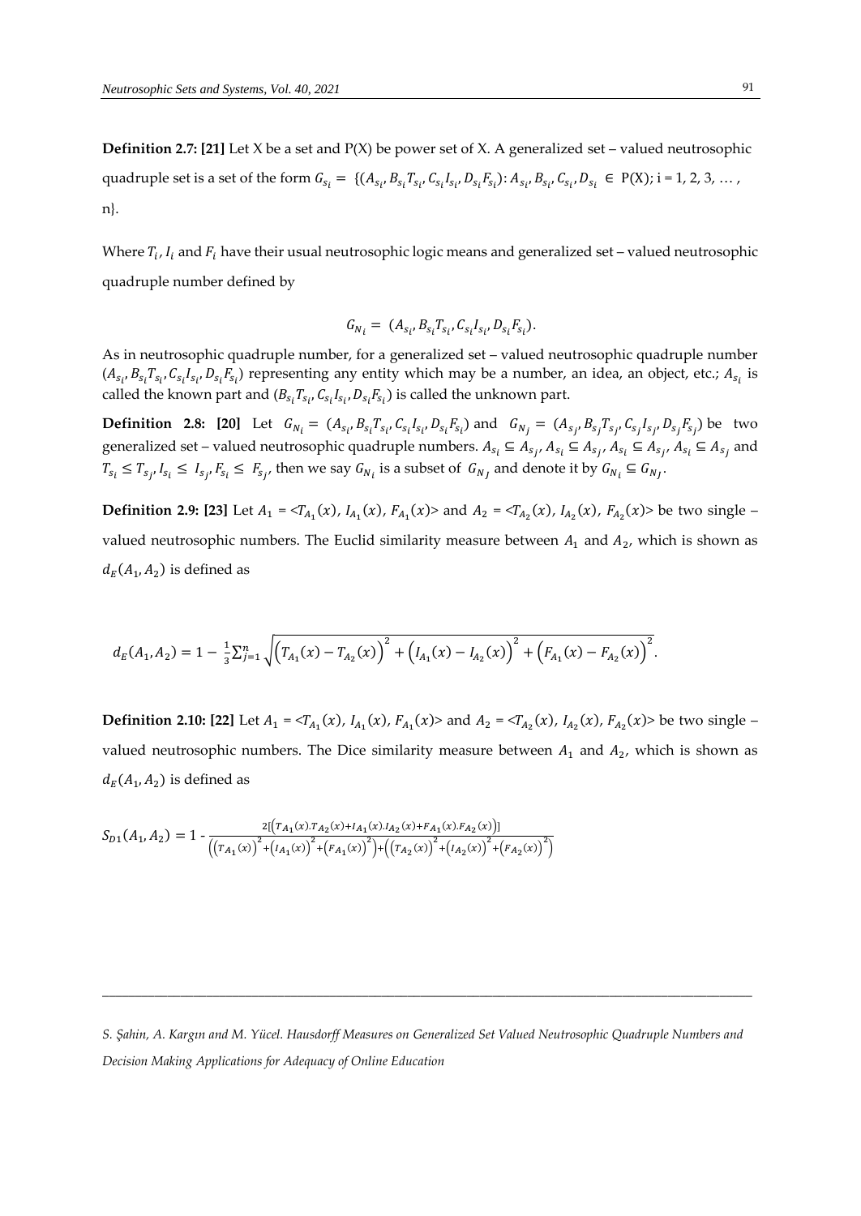**Definition 2.7: [21]** Let X be a set and P(X) be power set of X. A generalized set – valued neutrosophic quadruple set is a set of the form $G_{s_i} = \{(A_{s_i}, B_{s_i}T_{s_i}, C_{s_i}I_{s_i}, D_{s_i}F_{s_i}): A_{s_i}, B_{s_i}, C_{s_i}, D_{s_i} \in$ P(X); i = 1, 2, 3, … , n}.

Where $T_i$, $I_i$ and $F_i$ have their usual neutrosophic logic means and generalized set – valued neutrosophic quadruple number defined by

$$G_{N_i} = (A_{s_i}, B_{s_i}T_{s_i}, C_{s_i}I_{s_i}, D_{s_i}F_{s_i}).$$

As in neutrosophic quadruple number, for a generalized set – valued neutrosophic quadruple number $(A_{s_i}, B_{s_i}T_{s_i}, C_{s_i}I_{s_i}, D_{s_i}F_{s_i})$ representing any entity which may be a number, an idea, an object, etc.; $A_{s_i}$ is called the known part and $(B_{s_i}T_{s_i}, C_{s_i}I_{s_i}, D_{s_i}F_{s_i})$ is called the unknown part.

**Definition 2.8: [20]** Let $G_{N_i} = (A_{s_i}, B_{s_i}T_{s_i}, C_{s_i}I_{s_i}, D_{s_i}F_{s_i})$ and $G_{N_j} = (A_{s_j}, B_{s_j}T_{s_j}, C_{s_j}I_{s_j}, D_{s_j}F_{s_j})$ be two generalized set – valued neutrosophic quadruple numbers. $A_{s_i} \subseteq A_{s_j}$, $A_{s_i} \subseteq A_{s_j}$, $A_{s_i} \subseteq A_{s_j}$, $A_{s_i} \subseteq A_{s_j}$ and $T_{s_i} \leq T_{s_j}$, $I_{s_i} \leq I_{s_j}$, $F_{s_i} \leq F_{s_j}$, then we say $G_{N_i}$ is a subset of $G_{N_j}$ and denote it by $G_{N_i} \subseteq G_{N_j}$.

**Definition 2.9: [23]** Let $A_1$ = <$T_{A_1}(x)$, $I_{A_1}(x)$, $F_{A_1}(x)$> and $A_2$ = <$T_{A_2}(x)$, $I_{A_2}(x)$, $F_{A_2}(x)$> be two single – valued neutrosophic numbers. The Euclid similarity measure between $A_1$ and $A_2$, which is shown as $d_E(A_1, A_2)$ is defined as

$$d_E(A_1, A_2) = 1 - \frac{1}{3}\sum_{j=1}^{n}\sqrt{\left(T_{A_1}(x) - T_{A_2}(x)\right)^2 + \left(I_{A_1}(x) - I_{A_2}(x)\right)^2 + \left(F_{A_1}(x) - F_{A_2}(x)\right)^2}.$$

**Definition 2.10: [22]** Let $A_1$ = <$T_{A_1}(x)$, $I_{A_1}(x)$, $F_{A_1}(x)$> and $A_2$ = <$T_{A_2}(x)$, $I_{A_2}(x)$, $F_{A_2}(x)$> be two single – valued neutrosophic numbers. The Dice similarity measure between $A_1$ and $A_2$, which is shown as $d_E(A_1, A_2)$ is defined as

$$S_{D1}(A_1, A_2) = 1 - \frac{2[\left(T_{A_1}(x).T_{A_2}(x) + I_{A_1}(x).I_{A_2}(x) + F_{A_1}(x).F_{A_2}(x)\right)]}{\left(\left(T_{A_1}(x)\right)^2 + \left(I_{A_1}(x)\right)^2 + \left(F_{A_1}(x)\right)^2\right) + \left(\left(T_{A_2}(x)\right)^2 + \left(I_{A_2}(x)\right)^2 + \left(F_{A_2}(x)\right)^2\right)}$$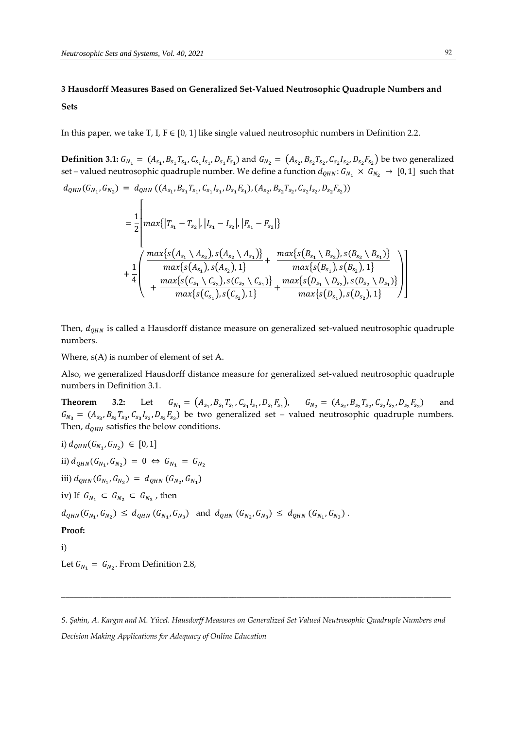## 3 Hausdorff Measures Based on Generalized Set-Valued Neutrosophic Quadruple Numbers and Sets

In this paper, we take T, I, F ∈ [0, 1] like single valued neutrosophic numbers in Definition 2.2.

**Definition 3.1:** $G_{N_1} = (A_{s_1}, B_{s_1}T_{s_1}, C_{s_1}I_{s_1}, D_{s_1}F_{s_1})$ and $G_{N_2} = (A_{s_2}, B_{s_2}T_{s_2}, C_{s_2}I_{s_2}, D_{s_2}F_{s_2})$ be two generalized set – valued neutrosophic quadruple number. We define a function $d_{QHN}: G_{N_1} \times G_{N_2} \to [0,1]$ such that

$$d_{QHN}(G_{N_1}, G_{N_2}) = d_{QHN}((A_{s_1}, B_{s_1}T_{s_1}, C_{s_1}I_{s_1}, D_{s_1}F_{s_1}), (A_{s_2}, B_{s_2}T_{s_2}, C_{s_2}I_{s_2}, D_{s_2}F_{s_2}))$$

$$= \frac{1}{2}\left[ max\{|T_{s_1} - T_{s_2}|, |I_{s_1} - I_{s_2}|, |F_{s_1} - F_{s_2}|\} + \frac{1}{4}\left( \begin{array}{c} \dfrac{max\{s(A_{s_1} \setminus A_{s_2}), s(A_{s_2} \setminus A_{s_1})\}}{max\{s(A_{s_1}), s(A_{s_2}), 1\}} + \dfrac{max\{s(B_{s_1} \setminus B_{s_2}), s(B_{s_2} \setminus B_{s_1})\}}{max\{s(B_{s_1}), s(B_{s_2}), 1\}} \\ + \dfrac{max\{s(C_{s_1} \setminus C_{s_2}), s(C_{s_2} \setminus C_{s_1})\}}{max\{s(C_{s_1}), s(C_{s_2}), 1\}} + \dfrac{max\{s(D_{s_1} \setminus D_{s_2}), s(D_{s_2} \setminus D_{s_1})\}}{max\{s(D_{s_1}), s(D_{s_2}), 1\}} \end{array} \right) \right]$$

Then, $d_{QHN}$ is called a Hausdorff distance measure on generalized set-valued neutrosophic quadruple numbers.

Where, s(A) is number of element of set A.

Also, we generalized Hausdorff distance measure for generalized set-valued neutrosophic quadruple numbers in Definition 3.1.

**Theorem 3.2:** Let $G_{N_1} = (A_{s_1}, B_{s_1}T_{s_1}, C_{s_1}I_{s_1}, D_{s_1}F_{s_1})$, $G_{N_2} = (A_{s_2}, B_{s_2}T_{s_2}, C_{s_2}I_{s_2}, D_{s_2}F_{s_2})$ and $G_{N_3} = (A_{s_3}, B_{s_3}T_{s_3}, C_{s_3}I_{s_3}, D_{s_3}F_{s_3})$ be two generalized set – valued neutrosophic quadruple numbers. Then, $d_{QHN}$ satisfies the below conditions.

i) $d_{QHN}(G_{N_1}, G_{N_2}) \in [0,1]$

ii) $d_{QHN}(G_{N_1}, G_{N_2}) = 0 \Leftrightarrow G_{N_1} = G_{N_2}$

iii) $d_{QHN}(G_{N_1}, G_{N_2}) = d_{QHN}(G_{N_2}, G_{N_1})$

iv) If $G_{N_1} \subset G_{N_2} \subset G_{N_3}$ , then

$d_{QHN}(G_{N_1}, G_{N_2}) \leq d_{QHN}(G_{N_1}, G_{N_3})$ and $d_{QHN}(G_{N_2}, G_{N_3}) \leq d_{QHN}(G_{N_1}, G_{N_3})$ .

**Proof:**

i)

Let $G_{N_1} = G_{N_2}$. From Definition 2.8,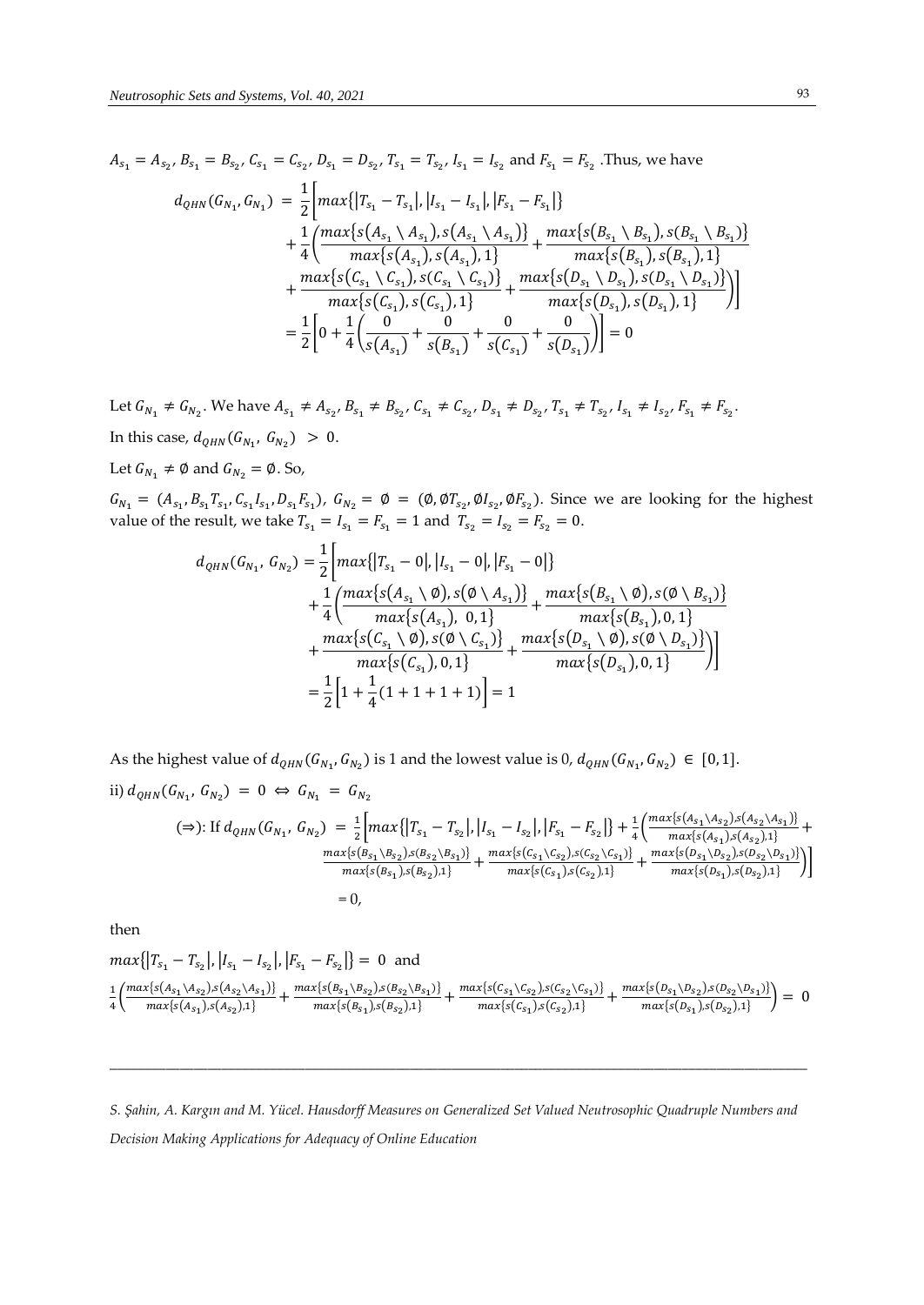$A_{s_1} = A_{s_2}$, $B_{s_1} = B_{s_2}$, $C_{s_1} = C_{s_2}$, $D_{s_1} = D_{s_2}$, $T_{s_1} = T_{s_2}$, $I_{s_1} = I_{s_2}$ and $F_{s_1} = F_{s_2}$ .Thus, we have

$$
\begin{aligned}
d_{QHN}(G_{N_1}, G_{N_1}) &= \frac{1}{2}\Bigg[max\{|T_{s_1} - T_{s_1}|, |I_{s_1} - I_{s_1}|, |F_{s_1} - F_{s_1}|\} \\
&+ \frac{1}{4}\Bigg(\frac{max\{s(A_{s_1} \setminus A_{s_1}), s(A_{s_1} \setminus A_{s_1})\}}{max\{s(A_{s_1}), s(A_{s_1}), 1\}} + \frac{max\{s(B_{s_1} \setminus B_{s_1}), s(B_{s_1} \setminus B_{s_1})\}}{max\{s(B_{s_1}), s(B_{s_1}), 1\}} \\
&+ \frac{max\{s(C_{s_1} \setminus C_{s_1}), s(C_{s_1} \setminus C_{s_1})\}}{max\{s(C_{s_1}), s(C_{s_1}), 1\}} + \frac{max\{s(D_{s_1} \setminus D_{s_1}), s(D_{s_1} \setminus D_{s_1})\}}{max\{s(D_{s_1}), s(D_{s_1}), 1\}}\Bigg)\Bigg] \\
&= \frac{1}{2}\left[0 + \frac{1}{4}\left(\frac{0}{s(A_{s_1})} + \frac{0}{s(B_{s_1})} + \frac{0}{s(C_{s_1})} + \frac{0}{s(D_{s_1})}\right)\right] = 0
\end{aligned}
$$

Let $G_{N_1} \neq G_{N_2}$. We have $A_{s_1} \neq A_{s_2}$, $B_{s_1} \neq B_{s_2}$, $C_{s_1} \neq C_{s_2}$, $D_{s_1} \neq D_{s_2}$, $T_{s_1} \neq T_{s_2}$, $I_{s_1} \neq I_{s_2}$, $F_{s_1} \neq F_{s_2}$.

In this case, $d_{QHN}(G_{N_1}, G_{N_2}) > 0$.

Let $G_{N_1} \neq \emptyset$ and $G_{N_2} = \emptyset$. So,

$G_{N_1} = (A_{s_1}, B_{s_1}T_{s_1}, C_{s_1}I_{s_1}, D_{s_1}F_{s_1})$, $G_{N_2} = \emptyset = (\emptyset, \emptyset T_{s_2}, \emptyset I_{s_2}, \emptyset F_{s_2})$. Since we are looking for the highest value of the result, we take $T_{s_1} = I_{s_1} = F_{s_1} = 1$ and $T_{s_2} = I_{s_2} = F_{s_2} = 0$.

$$
\begin{aligned}
d_{QHN}(G_{N_1}, G_{N_2}) &= \frac{1}{2}\Bigg[max\{|T_{s_1} - 0|, |I_{s_1} - 0|, |F_{s_1} - 0|\} \\
&+ \frac{1}{4}\Bigg(\frac{max\{s(A_{s_1} \setminus \emptyset), s(\emptyset \setminus A_{s_1})\}}{max\{s(A_{s_1}),\ 0, 1\}} + \frac{max\{s(B_{s_1} \setminus \emptyset), s(\emptyset \setminus B_{s_1})\}}{max\{s(B_{s_1}), 0, 1\}} \\
&+ \frac{max\{s(C_{s_1} \setminus \emptyset), s(\emptyset \setminus C_{s_1})\}}{max\{s(C_{s_1}), 0, 1\}} + \frac{max\{s(D_{s_1} \setminus \emptyset), s(\emptyset \setminus D_{s_1})\}}{max\{s(D_{s_1}), 0, 1\}}\Bigg)\Bigg] \\
&= \frac{1}{2}\left[1 + \frac{1}{4}(1 + 1 + 1 + 1)\right] = 1
\end{aligned}
$$

As the highest value of $d_{QHN}(G_{N_1}, G_{N_2})$ is 1 and the lowest value is 0, $d_{QHN}(G_{N_1}, G_{N_2}) \in [0, 1]$.

ii) $d_{QHN}(G_{N_1}, G_{N_2}) = 0 \Leftrightarrow G_{N_1} = G_{N_2}$

($\Rightarrow$): If $d_{QHN}(G_{N_1}, G_{N_2}) = \frac{1}{2}\Big[max\{|T_{s_1} - T_{s_2}|, |I_{s_1} - I_{s_2}|, |F_{s_1} - F_{s_2}|\} + \frac{1}{4}\Big(\frac{max\{s(A_{s_1} \setminus A_{s_2}), s(A_{s_2} \setminus A_{s_1})\}}{max\{s(A_{s_1}), s(A_{s_2}), 1\}} + \frac{max\{s(B_{s_1} \setminus B_{s_2}), s(B_{s_2} \setminus B_{s_1})\}}{max\{s(B_{s_1}), s(B_{s_2}), 1\}} + \frac{max\{s(C_{s_1} \setminus C_{s_2}), s(C_{s_2} \setminus C_{s_1})\}}{max\{s(C_{s_1}), s(C_{s_2}), 1\}} + \frac{max\{s(D_{s_1} \setminus D_{s_2}), s(D_{s_2} \setminus D_{s_1})\}}{max\{s(D_{s_1}), s(D_{s_2}), 1\}}\Big)\Big] = 0$,

then

$max\{|T_{s_1} - T_{s_2}|, |I_{s_1} - I_{s_2}|, |F_{s_1} - F_{s_2}|\} = 0$ and

$$\frac{1}{4}\left(\frac{max\{s(A_{s_1} \setminus A_{s_2}), s(A_{s_2} \setminus A_{s_1})\}}{max\{s(A_{s_1}), s(A_{s_2}), 1\}} + \frac{max\{s(B_{s_1} \setminus B_{s_2}), s(B_{s_2} \setminus B_{s_1})\}}{max\{s(B_{s_1}), s(B_{s_2}), 1\}} + \frac{max\{s(C_{s_1} \setminus C_{s_2}), s(C_{s_2} \setminus C_{s_1})\}}{max\{s(C_{s_1}), s(C_{s_2}), 1\}} + \frac{max\{s(D_{s_1} \setminus D_{s_2}), s(D_{s_2} \setminus D_{s_1})\}}{max\{s(D_{s_1}), s(D_{s_2}), 1\}}\right) = 0$$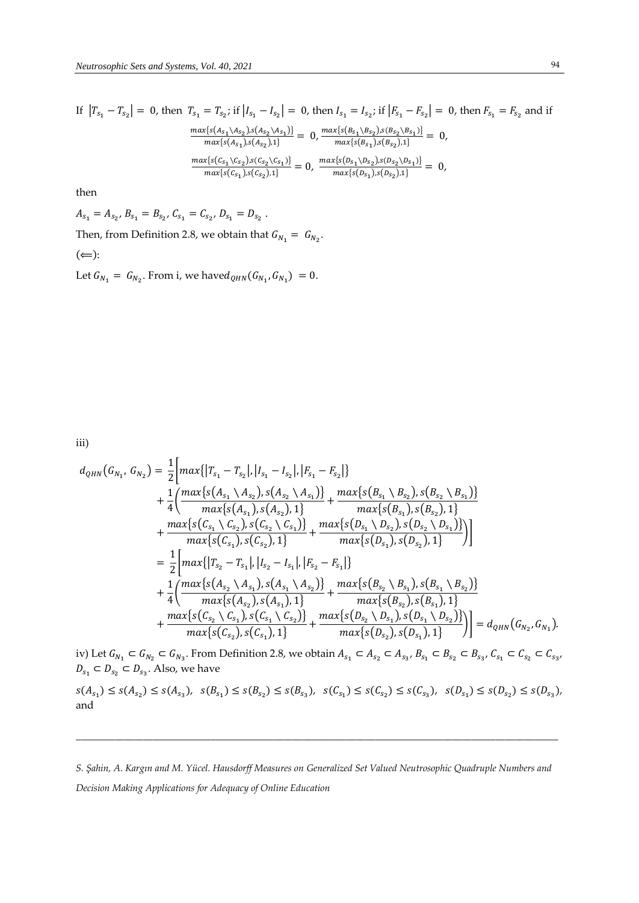If $|T_{s_1} - T_{s_2}| = 0$, then $T_{s_1} = T_{s_2}$; if $|I_{s_1} - I_{s_2}| = 0$, then $I_{s_1} = I_{s_2}$; if $|F_{s_1} - F_{s_2}| = 0$, then $F_{s_1} = F_{s_2}$ and if

$$\frac{max\{s(A_{s_1} \setminus A_{s_2}), s(A_{s_2} \setminus A_{s_1})\}}{max\{s(A_{s_1}), s(A_{s_2}), 1\}} = 0, \frac{max\{s(B_{s_1} \setminus B_{s_2}), s(B_{s_2} \setminus B_{s_1})\}}{max\{s(B_{s_1}), s(B_{s_2}), 1\}} = 0,$$

$$\frac{max\{s(C_{s_1} \setminus C_{s_2}), s(C_{s_2} \setminus C_{s_1})\}}{max\{s(C_{s_1}), s(C_{s_2}), 1\}} = 0, \frac{max\{s(D_{s_1} \setminus D_{s_2}), s(D_{s_2} \setminus D_{s_1})\}}{max\{s(D_{s_1}), s(D_{s_2}), 1\}} = 0,$$

then

$A_{s_1} = A_{s_2}$, $B_{s_1} = B_{s_2}$, $C_{s_1} = C_{s_2}$, $D_{s_1} = D_{s_2}$ .

Then, from Definition 2.8, we obtain that $G_{N_1} = G_{N_2}$.

($\Leftarrow$):

Let $G_{N_1} = G_{N_2}$. From i, we have $d_{QHN}(G_{N_1}, G_{N_1}) = 0$.

iii)

$$\begin{aligned}
d_{QHN}(G_{N_1}, G_{N_2}) = & \frac{1}{2}\Bigg[max\{|T_{s_1} - T_{s_2}|, |I_{s_1} - I_{s_2}|, |F_{s_1} - F_{s_2}|\} \\
& + \frac{1}{4}\Bigg(\frac{max\{s(A_{s_1} \setminus A_{s_2}), s(A_{s_2} \setminus A_{s_1})\}}{max\{s(A_{s_1}), s(A_{s_2}), 1\}} + \frac{max\{s(B_{s_1} \setminus B_{s_2}), s(B_{s_2} \setminus B_{s_1})\}}{max\{s(B_{s_1}), s(B_{s_2}), 1\}} \\
& + \frac{max\{s(C_{s_1} \setminus C_{s_2}), s(C_{s_2} \setminus C_{s_1})\}}{max\{s(C_{s_1}), s(C_{s_2}), 1\}} + \frac{max\{s(D_{s_1} \setminus D_{s_2}), s(D_{s_2} \setminus D_{s_1})\}}{max\{s(D_{s_1}), s(D_{s_2}), 1\}}\Bigg)\Bigg] \\
= & \frac{1}{2}\Bigg[max\{|T_{s_2} - T_{s_1}|, |I_{s_2} - I_{s_1}|, |F_{s_2} - F_{s_1}|\} \\
& + \frac{1}{4}\Bigg(\frac{max\{s(A_{s_2} \setminus A_{s_1}), s(A_{s_1} \setminus A_{s_2})\}}{max\{s(A_{s_2}), s(A_{s_1}), 1\}} + \frac{max\{s(B_{s_2} \setminus B_{s_1}), s(B_{s_1} \setminus B_{s_2})\}}{max\{s(B_{s_2}), s(B_{s_1}), 1\}} \\
& + \frac{max\{s(C_{s_2} \setminus C_{s_1}), s(C_{s_1} \setminus C_{s_2})\}}{max\{s(C_{s_2}), s(C_{s_1}), 1\}} + \frac{max\{s(D_{s_2} \setminus D_{s_1}), s(D_{s_1} \setminus D_{s_2})\}}{max\{s(D_{s_2}), s(D_{s_1}), 1\}}\Bigg)\Bigg] = d_{QHN}(G_{N_2}, G_{N_1}).
\end{aligned}$$

iv) Let $G_{N_1} \subset G_{N_2} \subset G_{N_3}$. From Definition 2.8, we obtain $A_{s_1} \subset A_{s_2} \subset A_{s_3}$, $B_{s_1} \subset B_{s_2} \subset B_{s_3}$, $C_{s_1} \subset C_{s_2} \subset C_{s_3}$, $D_{s_1} \subset D_{s_2} \subset D_{s_3}$. Also, we have

$s(A_{s_1}) \leq s(A_{s_2}) \leq s(A_{s_3})$, $s(B_{s_1}) \leq s(B_{s_2}) \leq s(B_{s_3})$, $s(C_{s_1}) \leq s(C_{s_2}) \leq s(C_{s_3})$, $s(D_{s_1}) \leq s(D_{s_2}) \leq s(D_{s_3})$, and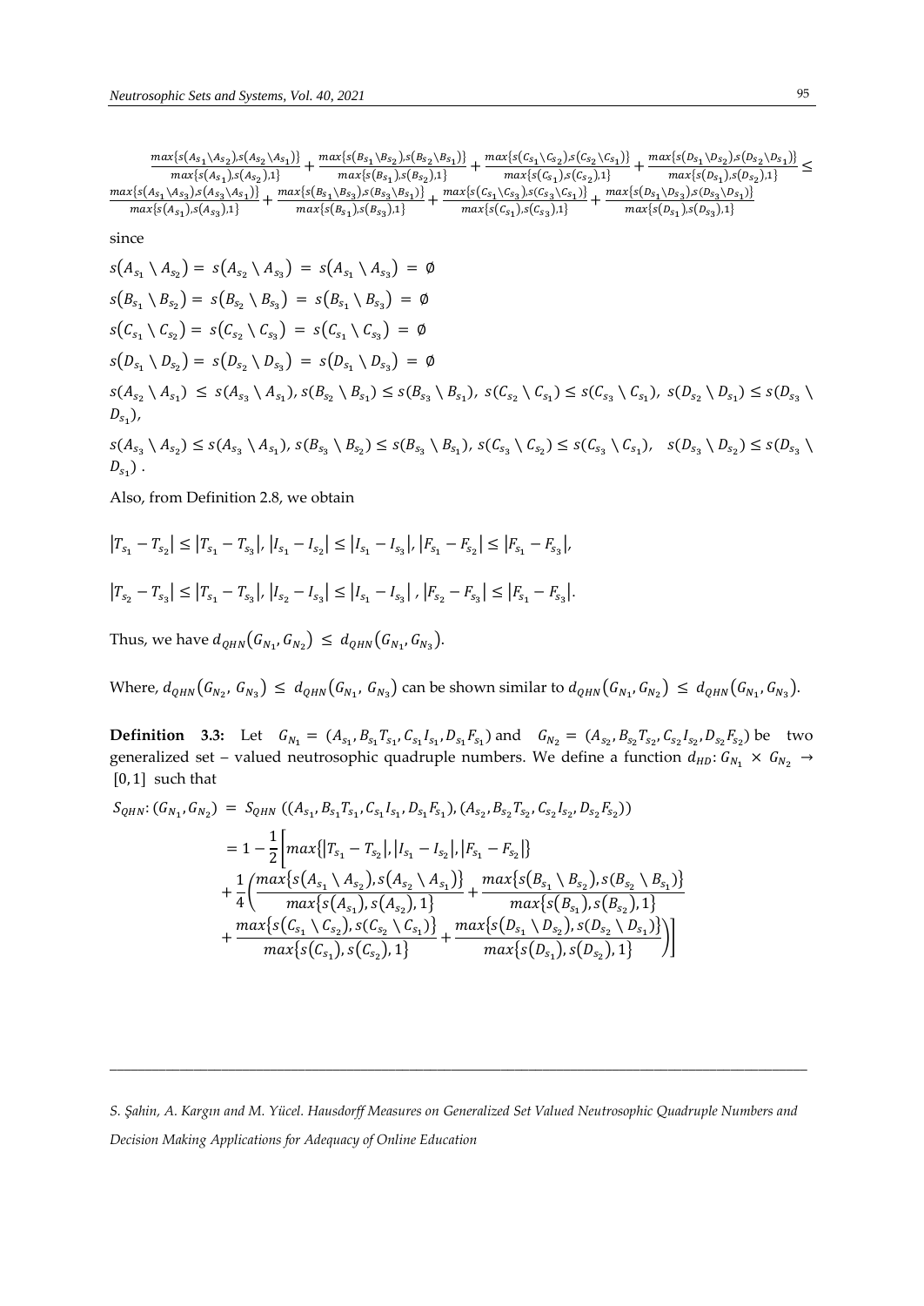$$\frac{\max\{s(A_{s_1}\setminus A_{s_2}),s(A_{s_2}\setminus A_{s_1})\}}{\max\{s(A_{s_1}),s(A_{s_2}),1\}}+\frac{\max\{s(B_{s_1}\setminus B_{s_2}),s(B_{s_2}\setminus B_{s_1})\}}{\max\{s(B_{s_1}),s(B_{s_2}),1\}}+\frac{\max\{s(C_{s_1}\setminus C_{s_2}),s(C_{s_2}\setminus C_{s_1})\}}{\max\{s(C_{s_1}),s(C_{s_2}),1\}}+\frac{\max\{s(D_{s_1}\setminus D_{s_2}),s(D_{s_2}\setminus D_{s_1})\}}{\max\{s(D_{s_1}),s(D_{s_2}),1\}}\leq$$
$$\frac{\max\{s(A_{s_1}\setminus A_{s_3}),s(A_{s_3}\setminus A_{s_1})\}}{\max\{s(A_{s_1}),s(A_{s_3}),1\}}+\frac{\max\{s(B_{s_1}\setminus B_{s_3}),s(B_{s_3}\setminus B_{s_1})\}}{\max\{s(B_{s_1}),s(B_{s_3}),1\}}+\frac{\max\{s(C_{s_1}\setminus C_{s_3}),s(C_{s_3}\setminus C_{s_1})\}}{\max\{s(C_{s_1}),s(C_{s_3}),1\}}+\frac{\max\{s(D_{s_1}\setminus D_{s_3}),s(D_{s_3}\setminus D_{s_1})\}}{\max\{s(D_{s_1}),s(D_{s_3}),1\}}$$

since

$s(A_{s_1}\setminus A_{s_2}) = s(A_{s_2}\setminus A_{s_3}) = s(A_{s_1}\setminus A_{s_3}) = \emptyset$

$s(B_{s_1}\setminus B_{s_2}) = s(B_{s_2}\setminus B_{s_3}) = s(B_{s_1}\setminus B_{s_3}) = \emptyset$

$s(C_{s_1}\setminus C_{s_2}) = s(C_{s_2}\setminus C_{s_3}) = s(C_{s_1}\setminus C_{s_3}) = \emptyset$

$s(D_{s_1}\setminus D_{s_2}) = s(D_{s_2}\setminus D_{s_3}) = s(D_{s_1}\setminus D_{s_3}) = \emptyset$

$s(A_{s_2}\setminus A_{s_1}) \leq s(A_{s_3}\setminus A_{s_1})$, $s(B_{s_2}\setminus B_{s_1}) \leq s(B_{s_3}\setminus B_{s_1})$, $s(C_{s_2}\setminus C_{s_1}) \leq s(C_{s_3}\setminus C_{s_1})$, $s(D_{s_2}\setminus D_{s_1}) \leq s(D_{s_3}\setminus D_{s_1})$,

$s(A_{s_3}\setminus A_{s_2}) \leq s(A_{s_3}\setminus A_{s_1})$, $s(B_{s_3}\setminus B_{s_2}) \leq s(B_{s_3}\setminus B_{s_1})$, $s(C_{s_3}\setminus C_{s_2}) \leq s(C_{s_3}\setminus C_{s_1})$, $s(D_{s_3}\setminus D_{s_2}) \leq s(D_{s_3}\setminus D_{s_1})$.

Also, from Definition 2.8, we obtain

$|T_{s_1}-T_{s_2}| \leq |T_{s_1}-T_{s_3}|$, $|I_{s_1}-I_{s_2}| \leq |I_{s_1}-I_{s_3}|$, $|F_{s_1}-F_{s_2}| \leq |F_{s_1}-F_{s_3}|$,

$|T_{s_2}-T_{s_3}| \leq |T_{s_1}-T_{s_3}|$, $|I_{s_2}-I_{s_3}| \leq |I_{s_1}-I_{s_3}|$ , $|F_{s_2}-F_{s_3}| \leq |F_{s_1}-F_{s_3}|$.

Thus, we have $d_{QHN}(G_{N_1}, G_{N_2}) \leq d_{QHN}(G_{N_1}, G_{N_3})$.

Where, $d_{QHN}(G_{N_2}, G_{N_3}) \leq d_{QHN}(G_{N_1}, G_{N_3})$ can be shown similar to $d_{QHN}(G_{N_1}, G_{N_2}) \leq d_{QHN}(G_{N_1}, G_{N_3})$.

**Definition 3.3:** Let $G_{N_1} = (A_{s_1}, B_{s_1}T_{s_1}, C_{s_1}I_{s_1}, D_{s_1}F_{s_1})$ and $G_{N_2} = (A_{s_2}, B_{s_2}T_{s_2}, C_{s_2}I_{s_2}, D_{s_2}F_{s_2})$ be two generalized set – valued neutrosophic quadruple numbers. We define a function $d_{HD}: G_{N_1} \times G_{N_2} \to [0,1]$ such that

$$S_{QHN}: (G_{N_1}, G_{N_2}) = S_{QHN}\left((A_{s_1}, B_{s_1}T_{s_1}, C_{s_1}I_{s_1}, D_{s_1}F_{s_1}), (A_{s_2}, B_{s_2}T_{s_2}, C_{s_2}I_{s_2}, D_{s_2}F_{s_2})\right)$$
$$= 1 - \frac{1}{2}\Bigg[\max\{|T_{s_1}-T_{s_2}|, |I_{s_1}-I_{s_2}|, |F_{s_1}-F_{s_2}|\} + \frac{1}{4}\Bigg(\frac{\max\{s(A_{s_1}\setminus A_{s_2}), s(A_{s_2}\setminus A_{s_1})\}}{\max\{s(A_{s_1}), s(A_{s_2}), 1\}} + \frac{\max\{s(B_{s_1}\setminus B_{s_2}), s(B_{s_2}\setminus B_{s_1})\}}{\max\{s(B_{s_1}), s(B_{s_2}), 1\}}$$
$$+ \frac{\max\{s(C_{s_1}\setminus C_{s_2}), s(C_{s_2}\setminus C_{s_1})\}}{\max\{s(C_{s_1}), s(C_{s_2}), 1\}} + \frac{\max\{s(D_{s_1}\setminus D_{s_2}), s(D_{s_2}\setminus D_{s_1})\}}{\max\{s(D_{s_1}), s(D_{s_2}), 1\}}\Bigg)\Bigg]$$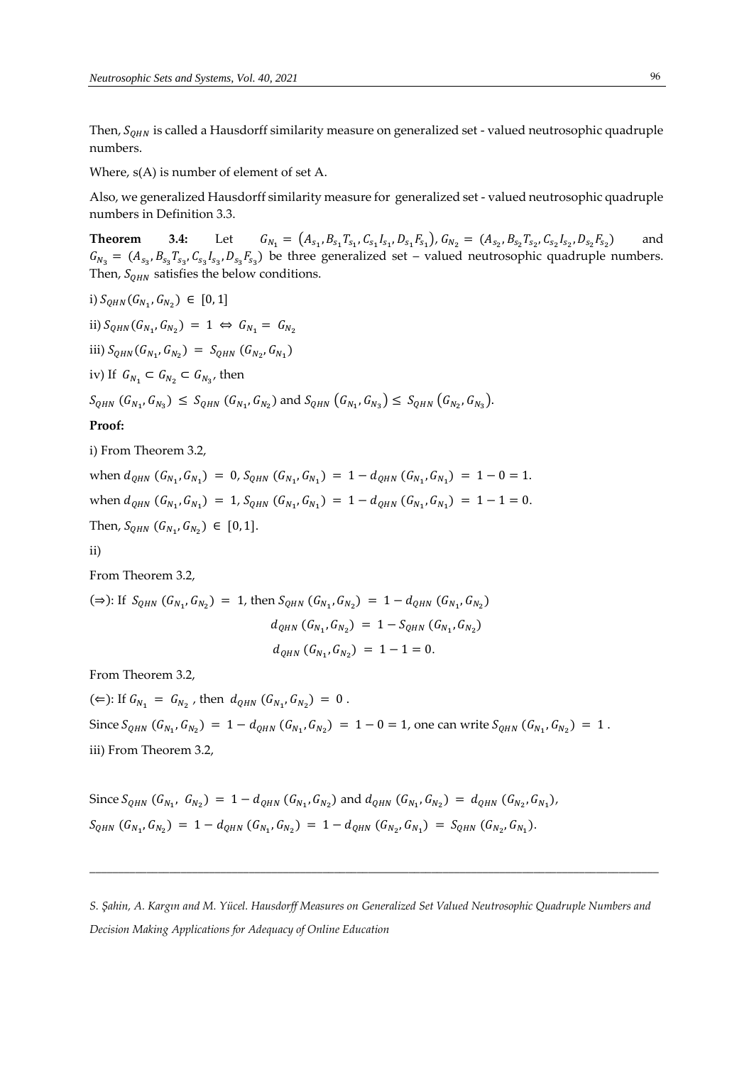Then, $S_{QHN}$ is called a Hausdorff similarity measure on generalized set - valued neutrosophic quadruple numbers.

Where, s(A) is number of element of set A.

Also, we generalized Hausdorff similarity measure for generalized set - valued neutrosophic quadruple numbers in Definition 3.3.

**Theorem 3.4:** Let $G_{N_1} = (A_{s_1}, B_{s_1}T_{s_1}, C_{s_1}I_{s_1}, D_{s_1}F_{s_1})$, $G_{N_2} = (A_{s_2}, B_{s_2}T_{s_2}, C_{s_2}I_{s_2}, D_{s_2}F_{s_2})$ and $G_{N_3} = (A_{s_3}, B_{s_3}T_{s_3}, C_{s_3}I_{s_3}, D_{s_3}F_{s_3})$ be three generalized set – valued neutrosophic quadruple numbers. Then, $S_{QHN}$ satisfies the below conditions.

i) $S_{QHN}(G_{N_1}, G_{N_2}) \in [0, 1]$

ii) $S_{QHN}(G_{N_1}, G_{N_2}) = 1 \Leftrightarrow G_{N_1} = G_{N_2}$

iii) $S_{QHN}(G_{N_1}, G_{N_2}) = S_{QHN}(G_{N_2}, G_{N_1})$

iv) If $G_{N_1} \subset G_{N_2} \subset G_{N_3}$, then

$S_{QHN}(G_{N_1}, G_{N_3}) \leq S_{QHN}(G_{N_1}, G_{N_2})$ and $S_{QHN}(G_{N_1}, G_{N_3}) \leq S_{QHN}(G_{N_2}, G_{N_3})$.

**Proof:**

i) From Theorem 3.2,

when $d_{QHN}(G_{N_1}, G_{N_1}) = 0$, $S_{QHN}(G_{N_1}, G_{N_1}) = 1 - d_{QHN}(G_{N_1}, G_{N_1}) = 1 - 0 = 1$.

when $d_{QHN}(G_{N_1}, G_{N_1}) = 1$, $S_{QHN}(G_{N_1}, G_{N_1}) = 1 - d_{QHN}(G_{N_1}, G_{N_1}) = 1 - 1 = 0$.

Then, $S_{QHN}(G_{N_1}, G_{N_2}) \in [0, 1]$.

ii)

From Theorem 3.2,

($\Rightarrow$): If $S_{QHN}(G_{N_1}, G_{N_2}) = 1$, then $S_{QHN}(G_{N_1}, G_{N_2}) = 1 - d_{QHN}(G_{N_1}, G_{N_2})$

$$d_{QHN}(G_{N_1}, G_{N_2}) = 1 - S_{QHN}(G_{N_1}, G_{N_2})$$

$$d_{QHN}(G_{N_1}, G_{N_2}) = 1 - 1 = 0.$$

From Theorem 3.2,

($\Leftarrow$): If $G_{N_1} = G_{N_2}$, then $d_{QHN}(G_{N_1}, G_{N_2}) = 0$.

Since $S_{QHN}(G_{N_1}, G_{N_2}) = 1 - d_{QHN}(G_{N_1}, G_{N_2}) = 1 - 0 = 1$, one can write $S_{QHN}(G_{N_1}, G_{N_2}) = 1$.

iii) From Theorem 3.2,

Since $S_{QHN}(G_{N_1}, G_{N_2}) = 1 - d_{QHN}(G_{N_1}, G_{N_2})$ and $d_{QHN}(G_{N_1}, G_{N_2}) = d_{QHN}(G_{N_2}, G_{N_1})$,

$S_{QHN}(G_{N_1}, G_{N_2}) = 1 - d_{QHN}(G_{N_1}, G_{N_2}) = 1 - d_{QHN}(G_{N_2}, G_{N_1}) = S_{QHN}(G_{N_2}, G_{N_1})$.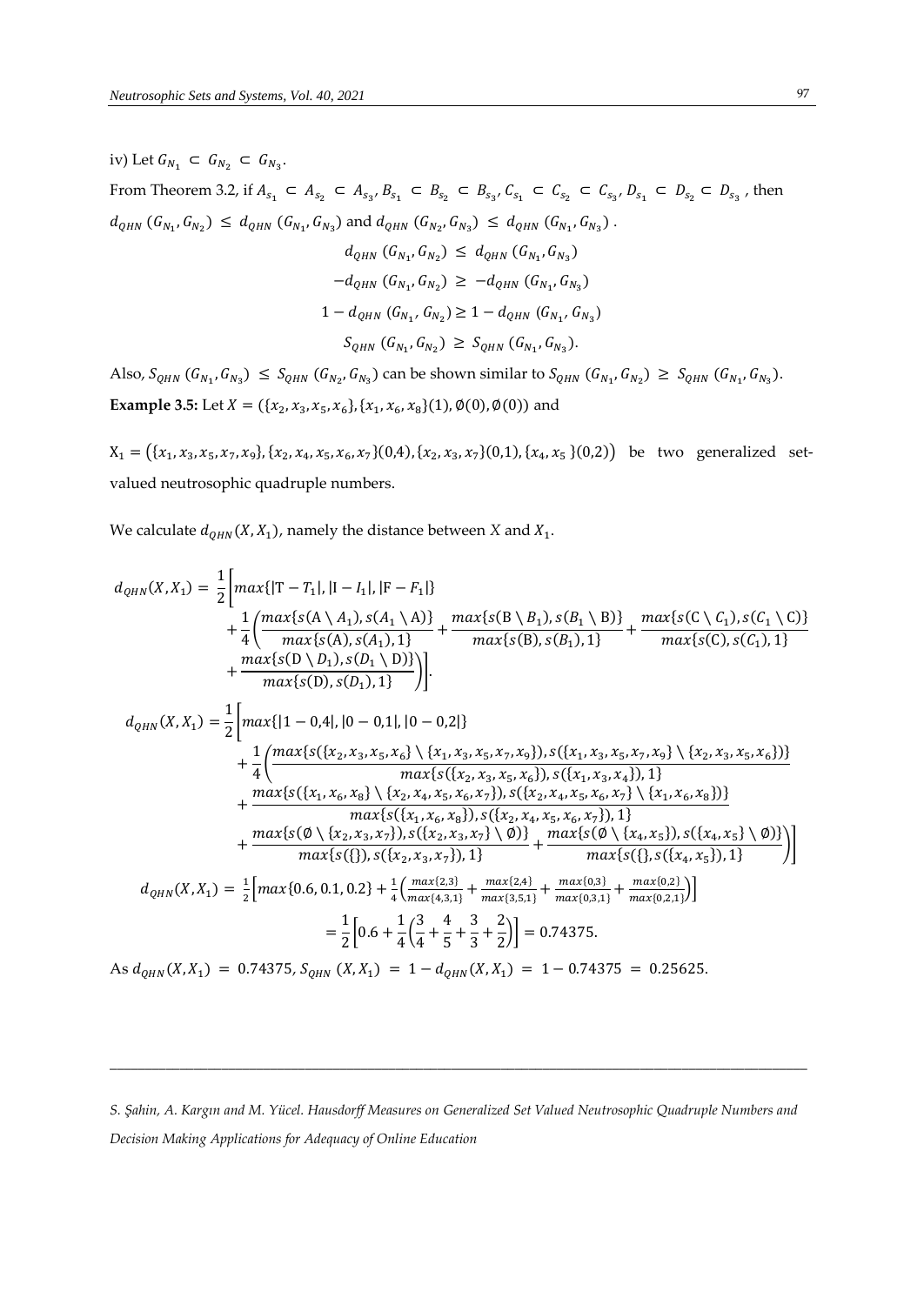iv) Let $G_{N_1} \subset G_{N_2} \subset G_{N_3}$.

From Theorem 3.2, if $A_{s_1} \subset A_{s_2} \subset A_{s_3}, B_{s_1} \subset B_{s_2} \subset B_{s_3}, C_{s_1} \subset C_{s_2} \subset C_{s_3}, D_{s_1} \subset D_{s_2} \subset D_{s_3}$ , then $d_{QHN}(G_{N_1}, G_{N_2}) \leq d_{QHN}(G_{N_1}, G_{N_3})$ and $d_{QHN}(G_{N_2}, G_{N_3}) \leq d_{QHN}(G_{N_1}, G_{N_3})$ .

$$d_{QHN}(G_{N_1}, G_{N_2}) \leq d_{QHN}(G_{N_1}, G_{N_3})$$

$$-d_{QHN}(G_{N_1}, G_{N_2}) \geq -d_{QHN}(G_{N_1}, G_{N_3})$$

$$1 - d_{QHN}(G_{N_1}, G_{N_2}) \geq 1 - d_{QHN}(G_{N_1}, G_{N_3})$$

$$S_{QHN}(G_{N_1}, G_{N_2}) \geq S_{QHN}(G_{N_1}, G_{N_3}).$$

Also, $S_{QHN}(G_{N_1}, G_{N_3}) \leq S_{QHN}(G_{N_2}, G_{N_3})$ can be shown similar to $S_{QHN}(G_{N_1}, G_{N_2}) \geq S_{QHN}(G_{N_1}, G_{N_3})$.

**Example 3.5:** Let $X = (\{x_2, x_3, x_5, x_6\}, \{x_1, x_6, x_8\}(1), \emptyset(0), \emptyset(0))$ and

$X_1 = (\{x_1, x_3, x_5, x_7, x_9\}, \{x_2, x_4, x_5, x_6, x_7\}(0{,}4), \{x_2, x_3, x_7\}(0{,}1), \{x_4, x_5\}(0{,}2))$ be two generalized set-valued neutrosophic quadruple numbers.

We calculate $d_{QHN}(X, X_1)$, namely the distance between $X$ and $X_1$.

$$d_{QHN}(X, X_1) = \frac{1}{2}\Bigg[max\{|\mathrm{T} - T_1|, |\mathrm{I} - I_1|, |\mathrm{F} - F_1|\} + \frac{1}{4}\Bigg(\frac{max\{s(\mathrm{A} \setminus A_1), s(A_1 \setminus \mathrm{A})\}}{max\{s(\mathrm{A}), s(A_1), 1\}} + \frac{max\{s(\mathrm{B} \setminus B_1), s(B_1 \setminus \mathrm{B})\}}{max\{s(\mathrm{B}), s(B_1), 1\}} + \frac{max\{s(\mathrm{C} \setminus C_1), s(C_1 \setminus \mathrm{C})\}}{max\{s(\mathrm{C}), s(C_1), 1\}} + \frac{max\{s(\mathrm{D} \setminus D_1), s(D_1 \setminus \mathrm{D})\}}{max\{s(\mathrm{D}), s(D_1), 1\}}\Bigg)\Bigg].$$

$$d_{QHN}(X, X_1) = \frac{1}{2}\Bigg[max\{|1 - 0{,}4|, |0 - 0{,}1|, |0 - 0{,}2|\} + \frac{1}{4}\Bigg(\frac{max\{s(\{x_2, x_3, x_5, x_6\} \setminus \{x_1, x_3, x_5, x_7, x_9\}), s(\{x_1, x_3, x_5, x_7, x_9\} \setminus \{x_2, x_3, x_5, x_6\})\}}{max\{s(\{x_2, x_3, x_5, x_6\}), s(\{x_1, x_3, x_4\}), 1\}} + \frac{max\{s(\{x_1, x_6, x_8\} \setminus \{x_2, x_4, x_5, x_6, x_7\}), s(\{x_2, x_4, x_5, x_6, x_7\} \setminus \{x_1, x_6, x_8\})\}}{max\{s(\{x_1, x_6, x_8\}), s(\{x_2, x_4, x_5, x_6, x_7\}), 1\}} + \frac{max\{s(\emptyset \setminus \{x_2, x_3, x_7\}), s(\{x_2, x_3, x_7\} \setminus \emptyset)\}}{max\{s(\{\}), s(\{x_2, x_3, x_7\}), 1\}} + \frac{max\{s(\emptyset \setminus \{x_4, x_5\}), s(\{x_4, x_5\} \setminus \emptyset)\}}{max\{s(\{\}, s(\{x_4, x_5\}), 1\}}\Bigg)\Bigg]$$

$$d_{QHN}(X, X_1) = \frac{1}{2}\Bigg[max\{0.6, 0.1, 0.2\} + \frac{1}{4}\Bigg(\frac{max\{2,3\}}{max\{4,3,1\}} + \frac{max\{2,4\}}{max\{3,5,1\}} + \frac{max\{0,3\}}{max\{0,3,1\}} + \frac{max\{0,2\}}{max\{0,2,1\}}\Bigg)\Bigg]$$

$$= \frac{1}{2}\left[0.6 + \frac{1}{4}\left(\frac{3}{4} + \frac{4}{5} + \frac{3}{3} + \frac{2}{2}\right)\right] = 0.74375.$$

As $d_{QHN}(X, X_1) = 0.74375$, $S_{QHN}(X, X_1) = 1 - d_{QHN}(X, X_1) = 1 - 0.74375 = 0.25625$.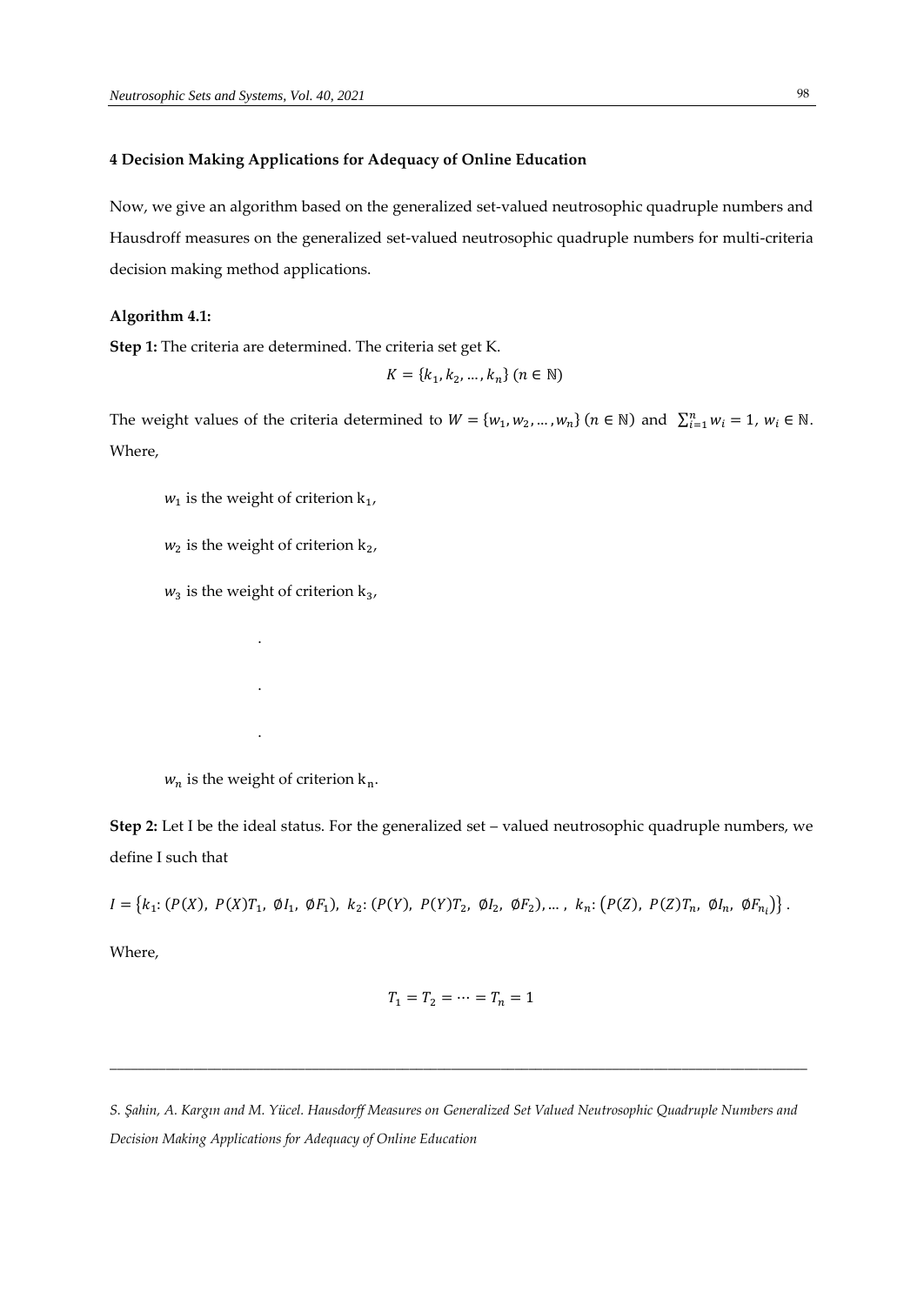## 4 Decision Making Applications for Adequacy of Online Education

Now, we give an algorithm based on the generalized set-valued neutrosophic quadruple numbers and Hausdroff measures on the generalized set-valued neutrosophic quadruple numbers for multi-criteria decision making method applications.

**Algorithm 4.1:**

**Step 1:** The criteria are determined. The criteria set get K.

$$K = \{k_1, k_2, \dots, k_n\} \ (n \in \mathbb{N})$$

The weight values of the criteria determined to $W = \{w_1, w_2, \dots, w_n\}$ $(n \in \mathbb{N})$ and $\sum_{i=1}^{n} w_i = 1$, $w_i \in \mathbb{N}$. Where,

$w_1$ is the weight of criterion $k_1$,

$w_2$ is the weight of criterion $k_2$,

$w_3$ is the weight of criterion $k_3$,

.

.

.

$w_n$ is the weight of criterion $k_n$.

**Step 2:** Let I be the ideal status. For the generalized set – valued neutrosophic quadruple numbers, we define I such that

$$I = \{k_1: (P(X),\ P(X)T_1,\ \emptyset I_1,\ \emptyset F_1),\ k_2: (P(Y),\ P(Y)T_2,\ \emptyset I_2,\ \emptyset F_2), \dots ,\ k_n: (P(Z),\ P(Z)T_n,\ \emptyset I_n,\ \emptyset F_{n_i})\}.$$

Where,

$$T_1 = T_2 = \dots = T_n = 1$$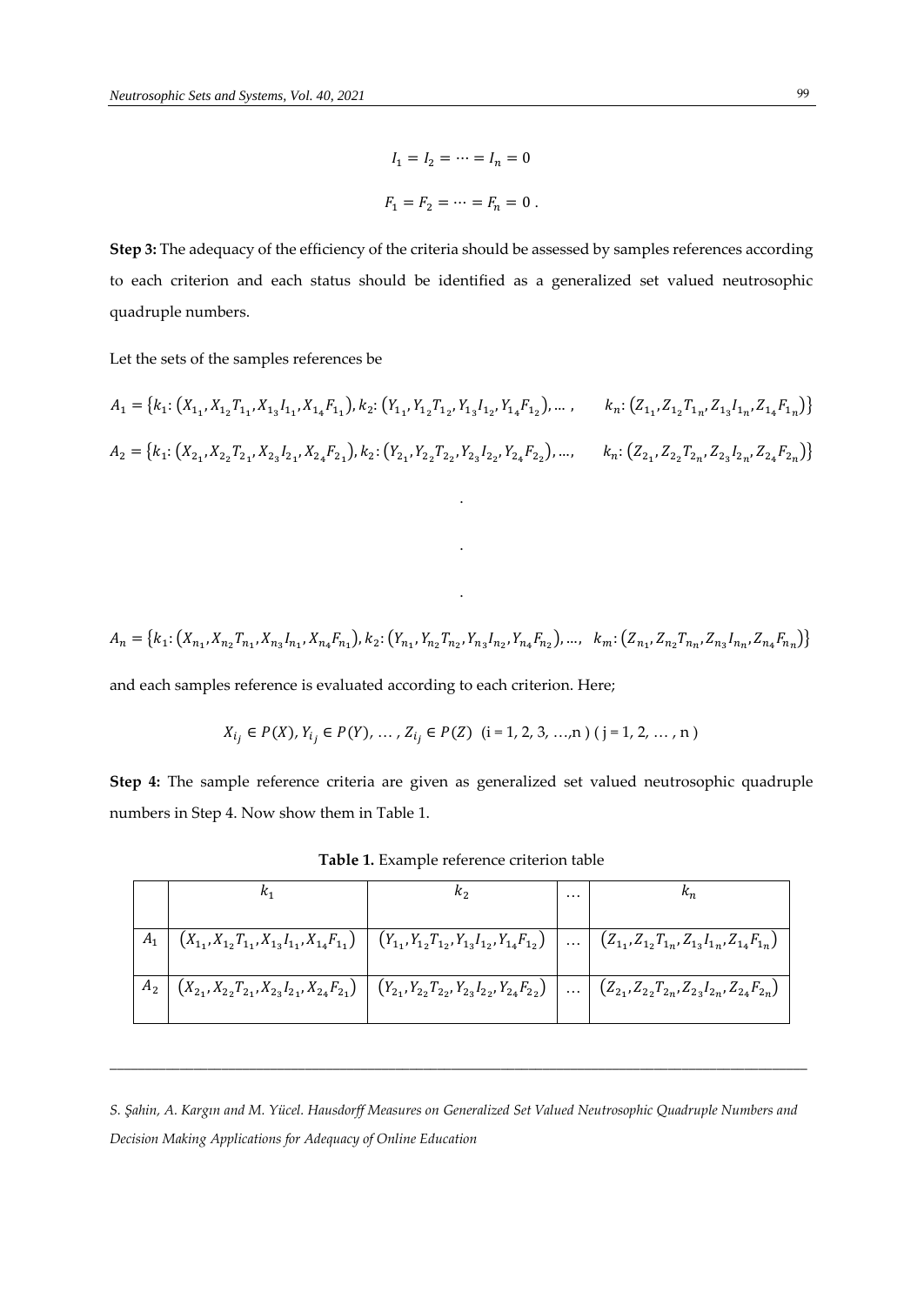$$I_1 = I_2 = \cdots = I_n = 0$$

$$F_1 = F_2 = \cdots = F_n = 0 .$$

**Step 3:** The adequacy of the efficiency of the criteria should be assessed by samples references according to each criterion and each status should be identified as a generalized set valued neutrosophic quadruple numbers.

Let the sets of the samples references be

$$A_1 = \{k_1: (X_{1_1}, X_{1_2}T_{1_1}, X_{1_3}I_{1_1}, X_{1_4}F_{1_1}), k_2: (Y_{1_1}, Y_{1_2}T_{1_2}, Y_{1_3}I_{1_2}, Y_{1_4}F_{1_2}), \dots , \quad k_n: (Z_{1_1}, Z_{1_2}T_{1_n}, Z_{1_3}I_{1_n}, Z_{1_4}F_{1_n})\}$$

$$A_2 = \{k_1: (X_{2_1}, X_{2_2}T_{2_1}, X_{2_3}I_{2_1}, X_{2_4}F_{2_1}), k_2: (Y_{2_1}, Y_{2_2}T_{2_2}, Y_{2_3}I_{2_2}, Y_{2_4}F_{2_2}), \dots, \quad k_n: (Z_{2_1}, Z_{2_2}T_{2_n}, Z_{2_3}I_{2_n}, Z_{2_4}F_{2_n})\}$$

.

.

.

$$A_n = \{k_1: (X_{n_1}, X_{n_2}T_{n_1}, X_{n_3}I_{n_1}, X_{n_4}F_{n_1}), k_2: (Y_{n_1}, Y_{n_2}T_{n_2}, Y_{n_3}I_{n_2}, Y_{n_4}F_{n_2}), \dots, \quad k_m: (Z_{n_1}, Z_{n_2}T_{n_n}, Z_{n_3}I_{n_n}, Z_{n_4}F_{n_n})\}$$

and each samples reference is evaluated according to each criterion. Here;

$$X_{i_j} \in P(X), Y_{i_j} \in P(Y), \dots , Z_{i_j} \in P(Z) \ \ (\text{i} = 1, 2, 3, \dots, \text{n}) \ (\text{j} = 1, 2, \dots , \text{n})$$

**Step 4:** The sample reference criteria are given as generalized set valued neutrosophic quadruple numbers in Step 4. Now show them in Table 1.

**Table 1.** Example reference criterion table

| | $k_1$ | $k_2$ | … | $k_n$ |
|---|---|---|---|---|
| $A_1$ | $(X_{1_1}, X_{1_2}T_{1_1}, X_{1_3}I_{1_1}, X_{1_4}F_{1_1})$ | $(Y_{1_1}, Y_{1_2}T_{1_2}, Y_{1_3}I_{1_2}, Y_{1_4}F_{1_2})$ | … | $(Z_{1_1}, Z_{1_2}T_{1_n}, Z_{1_3}I_{1_n}, Z_{1_4}F_{1_n})$ |
| $A_2$ | $(X_{2_1}, X_{2_2}T_{2_1}, X_{2_3}I_{2_1}, X_{2_4}F_{2_1})$ | $(Y_{2_1}, Y_{2_2}T_{2_2}, Y_{2_3}I_{2_2}, Y_{2_4}F_{2_2})$ | … | $(Z_{2_1}, Z_{2_2}T_{2_n}, Z_{2_3}I_{2_n}, Z_{2_4}F_{2_n})$ |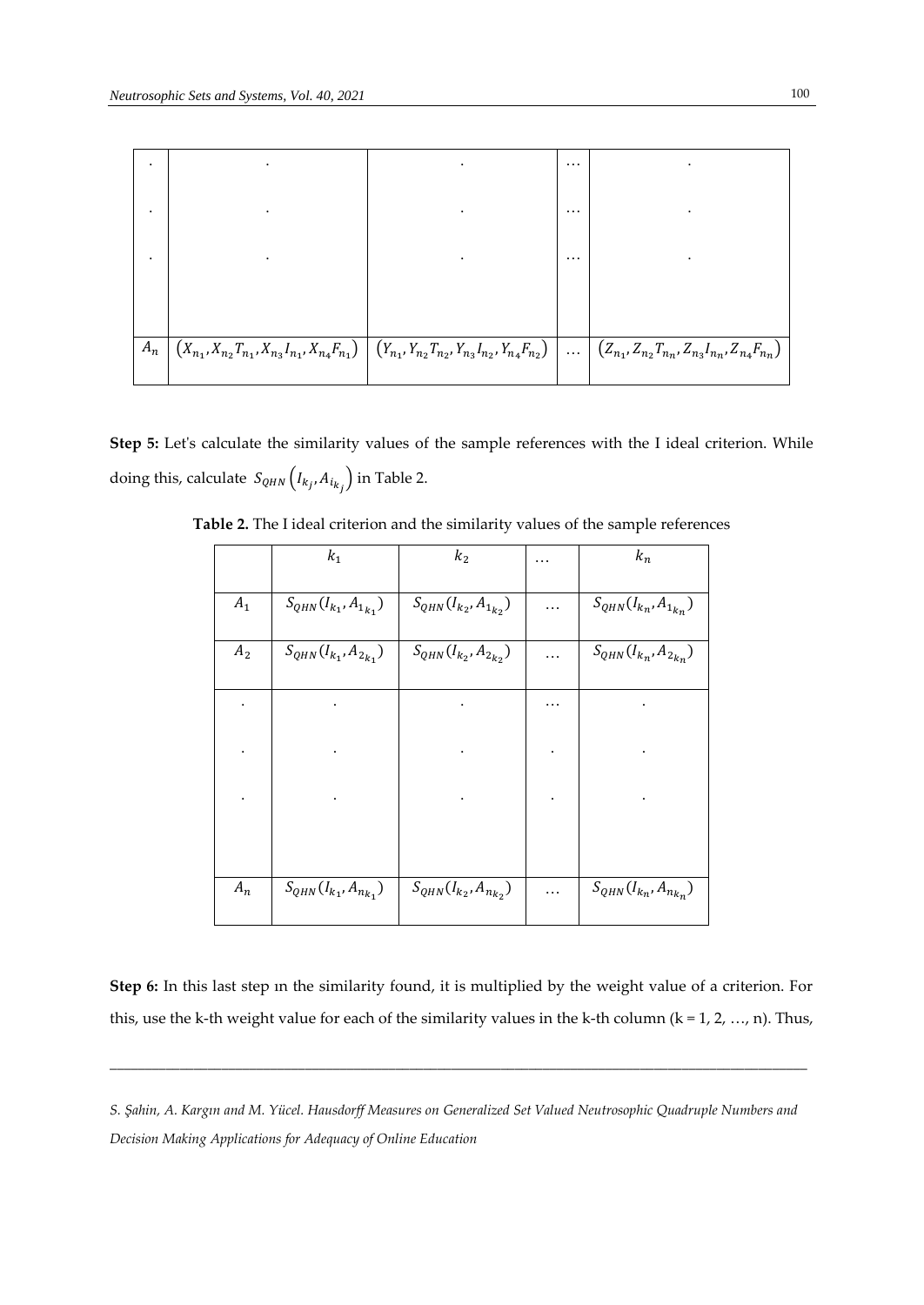| | | | | |
|---|---|---|---|---|
| . | . | . | … | . |
| . | . | . | … | . |
| . | . | . | … | . |
| $A_n$ | $(X_{n_1}, X_{n_2}T_{n_1}, X_{n_3}I_{n_1}, X_{n_4}F_{n_1})$ | $(Y_{n_1}, Y_{n_2}T_{n_2}, Y_{n_3}I_{n_2}, Y_{n_4}F_{n_2})$ | … | $(Z_{n_1}, Z_{n_2}T_{n_n}, Z_{n_3}I_{n_n}, Z_{n_4}F_{n_n})$ |

**Step 5:** Let's calculate the similarity values of the sample references with the I ideal criterion. While doing this, calculate $S_{QHN}\left(I_{k_j}, A_{i_{k_j}}\right)$ in Table 2.

**Table 2.** The I ideal criterion and the similarity values of the sample references

| | $k_1$ | $k_2$ | … | $k_n$ |
|---|---|---|---|---|
| $A_1$ | $S_{QHN}(I_{k_1}, A_{1_{k_1}})$ | $S_{QHN}(I_{k_2}, A_{1_{k_2}})$ | … | $S_{QHN}(I_{k_n}, A_{1_{k_n}})$ |
| $A_2$ | $S_{QHN}(I_{k_1}, A_{2_{k_1}})$ | $S_{QHN}(I_{k_2}, A_{2_{k_2}})$ | … | $S_{QHN}(I_{k_n}, A_{2_{k_n}})$ |
| . | . | . | … | . |
| . | . | . | . | . |
| . | . | . | . | . |
| $A_n$ | $S_{QHN}(I_{k_1}, A_{n_{k_1}})$ | $S_{QHN}(I_{k_2}, A_{n_{k_2}})$ | … | $S_{QHN}(I_{k_n}, A_{n_{k_n}})$ |

**Step 6:** In this last step ın the similarity found, it is multiplied by the weight value of a criterion. For this, use the k-th weight value for each of the similarity values in the k-th column (k = 1, 2, …, n). Thus,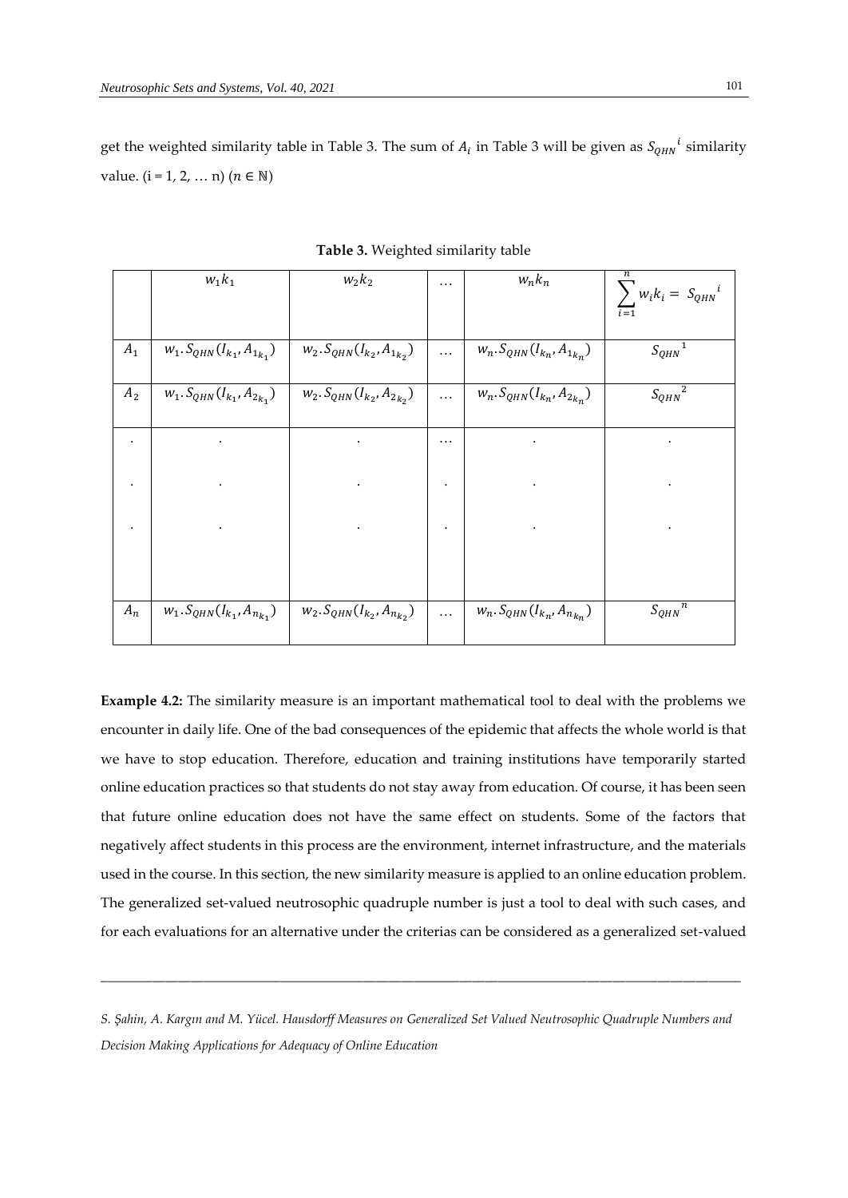get the weighted similarity table in Table 3. The sum of $A_i$ in Table 3 will be given as $S_{QHN}{}^{i}$ similarity value. (i = 1, 2, … n) ($n \in \mathbb{N}$)

**Table 3.** Weighted similarity table

| | $w_1 k_1$ | $w_2 k_2$ | … | $w_n k_n$ | $\sum_{i=1}^{n} w_i k_i = S_{QHN}{}^{i}$ |
|---|---|---|---|---|---|
| $A_1$ | $w_1 . S_{QHN}(I_{k_1}, A_{1_{k_1}})$ | $w_2 . S_{QHN}(I_{k_2}, A_{1_{k_2}})$ | … | $w_n . S_{QHN}(I_{k_n}, A_{1_{k_n}})$ | $S_{QHN}{}^{1}$ |
| $A_2$ | $w_1 . S_{QHN}(I_{k_1}, A_{2_{k_1}})$ | $w_2 . S_{QHN}(I_{k_2}, A_{2_{k_2}})$ | … | $w_n . S_{QHN}(I_{k_n}, A_{2_{k_n}})$ | $S_{QHN}{}^{2}$ |
| . | . | . | … | . | . |
| . | . | . | . | . | . |
| . | . | . | . | . | . |
| $A_n$ | $w_1 . S_{QHN}(I_{k_1}, A_{n_{k_1}})$ | $w_2 . S_{QHN}(I_{k_2}, A_{n_{k_2}})$ | … | $w_n . S_{QHN}(I_{k_n}, A_{n_{k_n}})$ | $S_{QHN}{}^{n}$ |

**Example 4.2:** The similarity measure is an important mathematical tool to deal with the problems we encounter in daily life. One of the bad consequences of the epidemic that affects the whole world is that we have to stop education. Therefore, education and training institutions have temporarily started online education practices so that students do not stay away from education. Of course, it has been seen that future online education does not have the same effect on students. Some of the factors that negatively affect students in this process are the environment, internet infrastructure, and the materials used in the course. In this section, the new similarity measure is applied to an online education problem. The generalized set-valued neutrosophic quadruple number is just a tool to deal with such cases, and for each evaluations for an alternative under the criterias can be considered as a generalized set-valued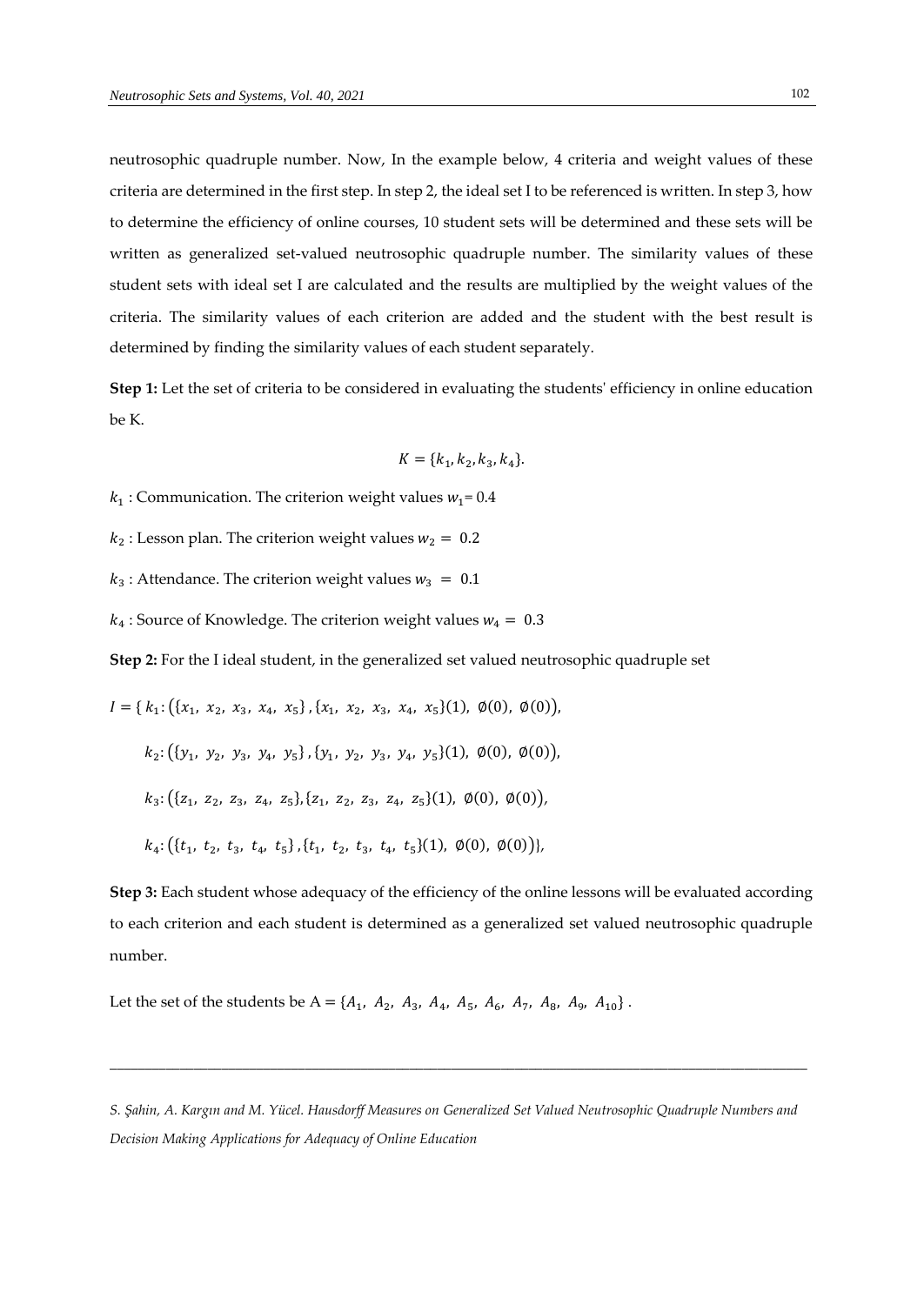neutrosophic quadruple number. Now, In the example below, 4 criteria and weight values of these criteria are determined in the first step. In step 2, the ideal set I to be referenced is written. In step 3, how to determine the efficiency of online courses, 10 student sets will be determined and these sets will be written as generalized set-valued neutrosophic quadruple number. The similarity values of these student sets with ideal set I are calculated and the results are multiplied by the weight values of the criteria. The similarity values of each criterion are added and the student with the best result is determined by finding the similarity values of each student separately.

**Step 1:** Let the set of criteria to be considered in evaluating the students' efficiency in online education be K.

$$K = \{k_1, k_2, k_3, k_4\}.$$

$k_1$ : Communication. The criterion weight values $w_1$= 0.4

$k_2$ : Lesson plan. The criterion weight values $w_2 = 0.2$

$k_3$ : Attendance. The criterion weight values $w_3 = 0.1$

$k_4$ : Source of Knowledge. The criterion weight values $w_4 = 0.3$

**Step 2:** For the I ideal student, in the generalized set valued neutrosophic quadruple set

$I = \{ k_1: (\{x_1, x_2, x_3, x_4, x_5\}, \{x_1, x_2, x_3, x_4, x_5\}(1), \emptyset(0), \emptyset(0)),$

$k_2: (\{y_1, y_2, y_3, y_4, y_5\}, \{y_1, y_2, y_3, y_4, y_5\}(1), \emptyset(0), \emptyset(0)),$

$k_3: (\{z_1, z_2, z_3, z_4, z_5\}, \{z_1, z_2, z_3, z_4, z_5\}(1), \emptyset(0), \emptyset(0)),$

$k_4: (\{t_1, t_2, t_3, t_4, t_5\}, \{t_1, t_2, t_3, t_4, t_5\}(1), \emptyset(0), \emptyset(0))\},$

**Step 3:** Each student whose adequacy of the efficiency of the online lessons will be evaluated according to each criterion and each student is determined as a generalized set valued neutrosophic quadruple number.

Let the set of the students be A = $\{A_1, A_2, A_3, A_4, A_5, A_6, A_7, A_8, A_9, A_{10}\}$ .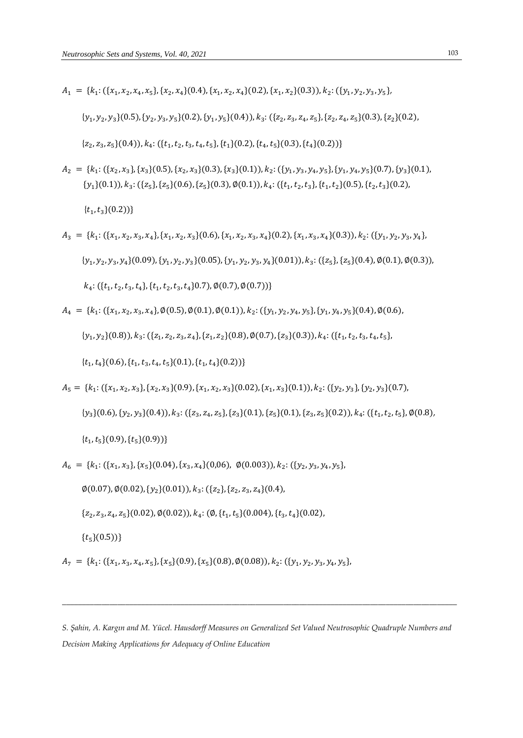$A_1 = \{k_1: (\{x_1, x_2, x_4, x_5\}, \{x_2, x_4\}(0.4), \{x_1, x_2, x_4\}(0.2), \{x_1, x_2\}(0.3)), k_2: (\{y_1, y_2, y_3, y_5\},$

$\{y_1, y_2, y_3\}(0.5), \{y_2, y_3, y_5\}(0.2), \{y_1, y_5\}(0.4)), k_3: (\{z_2, z_3, z_4, z_5\}, \{z_2, z_4, z_5\}(0.3), \{z_2\}(0.2),$

$\{z_2, z_3, z_5\}(0.4)), k_4: (\{t_1, t_2, t_3, t_4, t_5\}, \{t_1\}(0.2), \{t_4, t_5\}(0.3), \{t_4\}(0.2))\}$

$A_2 = \{k_1: (\{x_2, x_3\}, \{x_3\}(0.5), \{x_2, x_3\}(0.3), \{x_3\}(0.1)), k_2: (\{y_1, y_3, y_4, y_5\}, \{y_1, y_4, y_5\}(0.7), \{y_3\}(0.1),$
$\{y_1\}(0.1)), k_3: (\{z_5\}, \{z_5\}(0.6), \{z_5\}(0.3), \emptyset(0.1)), k_4: (\{t_1, t_2, t_3\}, \{t_1, t_2\}(0.5), \{t_2, t_3\}(0.2),$

$\{t_1, t_3\}(0.2))\}$

$A_3 = \{k_1: (\{x_1, x_2, x_3, x_4\}, \{x_1, x_2, x_3\}(0.6), \{x_1, x_2, x_3, x_4\}(0.2), \{x_1, x_3, x_4\}(0.3)), k_2: (\{y_1, y_2, y_3, y_4\},$

$\{y_1, y_2, y_3, y_4\}(0.09), \{y_1, y_2, y_3\}(0.05), \{y_1, y_2, y_3, y_4\}(0.01)), k_3: (\{z_5\}, \{z_5\}(0.4), \emptyset(0.1), \emptyset(0.3)),$

$k_4: (\{t_1, t_2, t_3, t_4\}, \{t_1, t_2, t_3, t_4\}0.7), \emptyset(0.7), \emptyset(0.7))\}$

$A_4 = \{k_1: (\{x_1, x_2, x_3, x_4\}, \emptyset(0.5), \emptyset(0.1), \emptyset(0.1)), k_2: (\{y_1, y_2, y_4, y_5\}, \{y_1, y_4, y_5\}(0.4), \emptyset(0.6),$

$\{y_1, y_2\}(0.8)), k_3: (\{z_1, z_2, z_3, z_4\}, \{z_1, z_2\}(0.8), \emptyset(0.7), \{z_3\}(0.3)), k_4: (\{t_1, t_2, t_3, t_4, t_5\},$

$\{t_1, t_4\}(0.6), \{t_1, t_3, t_4, t_5\}(0.1), \{t_1, t_4\}(0.2))\}$

$A_5 = \{k_1: (\{x_1, x_2, x_3\}, \{x_2, x_3\}(0.9), \{x_1, x_2, x_3\}(0.02), \{x_1, x_3\}(0.1)), k_2: (\{y_2, y_3\}, \{y_2, y_3\}(0.7),$

$\{y_3\}(0.6), \{y_2, y_3\}(0.4)), k_3: (\{z_3, z_4, z_5\}, \{z_3\}(0.1), \{z_5\}(0.1), \{z_3, z_5\}(0.2)), k_4: (\{t_1, t_2, t_5\}, \emptyset(0.8),$

$\{t_1, t_5\}(0.9), \{t_5\}(0.9))\}$

$A_6 = \{k_1: (\{x_1, x_3\}, \{x_5\}(0.04), \{x_3, x_4\}(0,06), \ \emptyset(0.003)), k_2: (\{y_2, y_3, y_4, y_5\},$

$\emptyset(0.07), \emptyset(0.02), \{y_2\}(0.01)), k_3: (\{z_2\}, \{z_2, z_3, z_4\}(0.4),$

$\{z_2, z_3, z_4, z_5\}(0.02), \emptyset(0.02)), k_4: (\emptyset, \{t_1, t_5\}(0.004), \{t_3, t_4\}(0.02),$

$\{t_5\}(0.5))\}$

$A_7 = \{k_1: (\{x_1, x_3, x_4, x_5\}, \{x_5\}(0.9), \{x_5\}(0.8), \emptyset(0.08)), k_2: (\{y_1, y_2, y_3, y_4, y_5\},$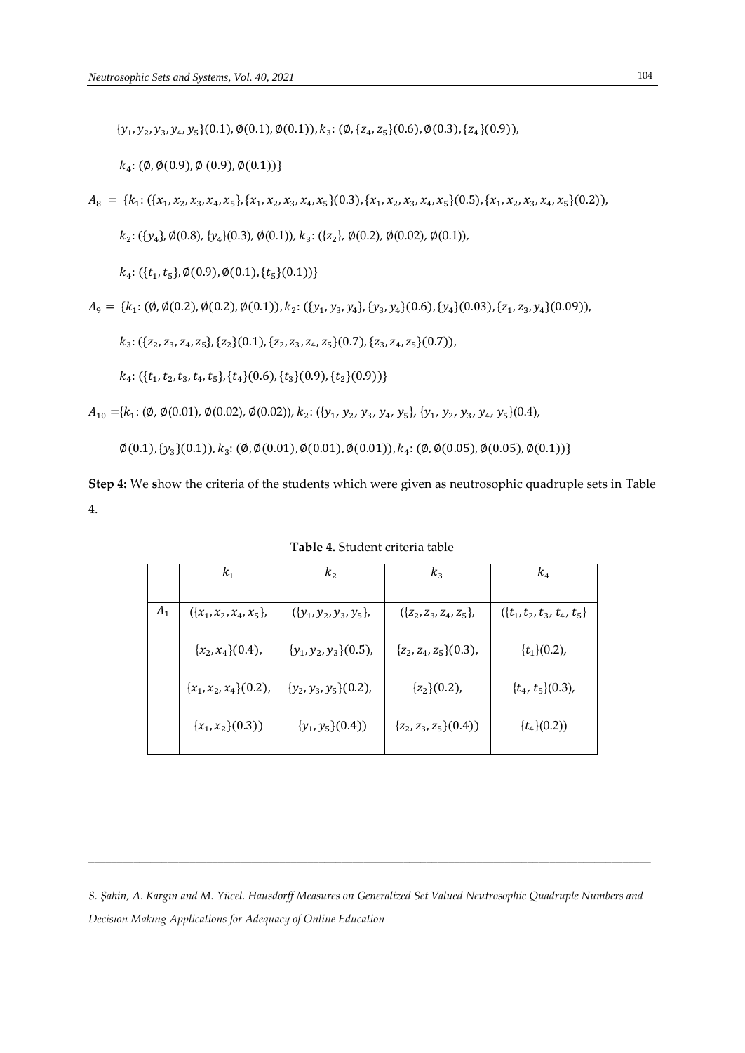$\{y_1, y_2, y_3, y_4, y_5\}(0.1), \emptyset(0.1), \emptyset(0.1)), k_3: (\emptyset, \{z_4, z_5\}(0.6), \emptyset(0.3), \{z_4\}(0.9)),$

$k_4: (\emptyset, \emptyset(0.9), \emptyset\ (0.9), \emptyset(0.1))\}$

$A_8 = \{k_1: (\{x_1, x_2, x_3, x_4, x_5\}, \{x_1, x_2, x_3, x_4, x_5\}(0.3), \{x_1, x_2, x_3, x_4, x_5\}(0.5), \{x_1, x_2, x_3, x_4, x_5\}(0.2)),$

$k_2: (\{y_4\}, \emptyset(0.8), \{y_4\}(0.3), \emptyset(0.1)), k_3: (\{z_2\}, \emptyset(0.2), \emptyset(0.02), \emptyset(0.1)),$

$k_4: (\{t_1, t_5\}, \emptyset(0.9), \emptyset(0.1), \{t_5\}(0.1))\}$

$A_9 = \{k_1: (\emptyset, \emptyset(0.2), \emptyset(0.2), \emptyset(0.1)), k_2: (\{y_1, y_3, y_4\}, \{y_3, y_4\}(0.6), \{y_4\}(0.03), \{z_1, z_3, y_4\}(0.09)),$

$k_3: (\{z_2, z_3, z_4, z_5\}, \{z_2\}(0.1), \{z_2, z_3, z_4, z_5\}(0.7), \{z_3, z_4, z_5\}(0.7)),$

$k_4: (\{t_1, t_2, t_3, t_4, t_5\}, \{t_4\}(0.6), \{t_3\}(0.9), \{t_2\}(0.9))\}$

$A_{10} = \{k_1: (\emptyset, \emptyset(0.01), \emptyset(0.02), \emptyset(0.02)), k_2: (\{y_1, y_2, y_3, y_4, y_5\}, \{y_1, y_2, y_3, y_4, y_5\}(0.4),$

$\emptyset(0.1), \{y_3\}(0.1)), k_3: (\emptyset, \emptyset(0.01), \emptyset(0.01), \emptyset(0.01)), k_4: (\emptyset, \emptyset(0.05), \emptyset(0.05), \emptyset(0.1))\}$

**Step 4:** We show the criteria of the students which were given as neutrosophic quadruple sets in Table 4.

**Table 4.** Student criteria table

| | $k_1$ | $k_2$ | $k_3$ | $k_4$ |
|---|---|---|---|---|
| $A_1$ | $(\{x_1, x_2, x_4, x_5\},$ $\{x_2, x_4\}(0.4),$ $\{x_1, x_2, x_4\}(0.2),$ $\{x_1, x_2\}(0.3))$ | $(\{y_1, y_2, y_3, y_5\},$ $\{y_1, y_2, y_3\}(0.5),$ $\{y_2, y_3, y_5\}(0.2),$ $\{y_1, y_5\}(0.4))$ | $(\{z_2, z_3, z_4, z_5\},$ $\{z_2, z_4, z_5\}(0.3),$ $\{z_2\}(0.2),$ $\{z_2, z_3, z_5\}(0.4))$ | $(\{t_1, t_2, t_3, t_4, t_5\}$ $\{t_1\}(0.2),$ $\{t_4, t_5\}(0.3),$ $\{t_4\}(0.2))$ |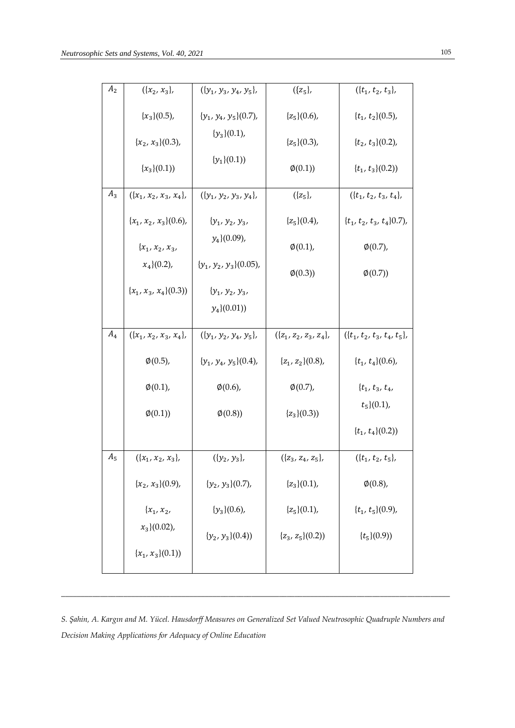| | | | | |
|---|---|---|---|---|
| $A_2$ | $(\{x_2, x_3\}$, $\{x_3\}(0.5)$, $\{x_2, x_3\}(0.3)$, $\{x_3\}(0.1))$ | $(\{y_1, y_3, y_4, y_5\}$, $\{y_1, y_4, y_5\}(0.7)$, $\{y_3\}(0.1)$, $\{y_1\}(0.1))$ | $(\{z_5\}$, $\{z_5\}(0.6)$, $\{z_5\}(0.3)$, $\emptyset(0.1))$ | $(\{t_1, t_2, t_3\}$, $\{t_1, t_2\}(0.5)$, $\{t_2, t_3\}(0.2)$, $\{t_1, t_3\}(0.2))$ |
| $A_3$ | $(\{x_1, x_2, x_3, x_4\}$, $\{x_1, x_2, x_3\}(0.6)$, $\{x_1, x_2, x_3, x_4\}(0.2)$, $\{x_1, x_3, x_4\}(0.3))$ | $(\{y_1, y_2, y_3, y_4\}$, $\{y_1, y_2, y_3, y_4\}(0.09)$, $\{y_1, y_2, y_3\}(0.05)$, $\{y_1, y_2, y_3, y_4\}(0.01))$ | $(\{z_5\}$, $\{z_5\}(0.4)$, $\emptyset(0.1)$, $\emptyset(0.3))$ | $(\{t_1, t_2, t_3, t_4\}$, $\{t_1, t_2, t_3, t_4\}0.7)$, $\emptyset(0.7)$, $\emptyset(0.7))$ |
| $A_4$ | $(\{x_1, x_2, x_3, x_4\}$, $\emptyset(0.5)$, $\emptyset(0.1)$, $\emptyset(0.1))$ | $(\{y_1, y_2, y_4, y_5\}$, $\{y_1, y_4, y_5\}(0.4)$, $\emptyset(0.6)$, $\emptyset(0.8))$ | $(\{z_1, z_2, z_3, z_4\}$, $\{z_1, z_2\}(0.8)$, $\emptyset(0.7)$, $\{z_3\}(0.3))$ | $(\{t_1, t_2, t_3, t_4, t_5\}$, $\{t_1, t_4\}(0.6)$, $\{t_1, t_3, t_4, t_5\}(0.1)$, $\{t_1, t_4\}(0.2))$ |
| $A_5$ | $(\{x_1, x_2, x_3\}$, $\{x_2, x_3\}(0.9)$, $\{x_1, x_2, x_3\}(0.02)$, $\{x_1, x_3\}(0.1))$ | $(\{y_2, y_3\}$, $\{y_2, y_3\}(0.7)$, $\{y_3\}(0.6)$, $\{y_2, y_3\}(0.4))$ | $(\{z_3, z_4, z_5\}$, $\{z_3\}(0.1)$, $\{z_5\}(0.1)$, $\{z_3, z_5\}(0.2))$ | $(\{t_1, t_2, t_5\}$, $\emptyset(0.8)$, $\{t_1, t_5\}(0.9)$, $\{t_5\}(0.9))$ |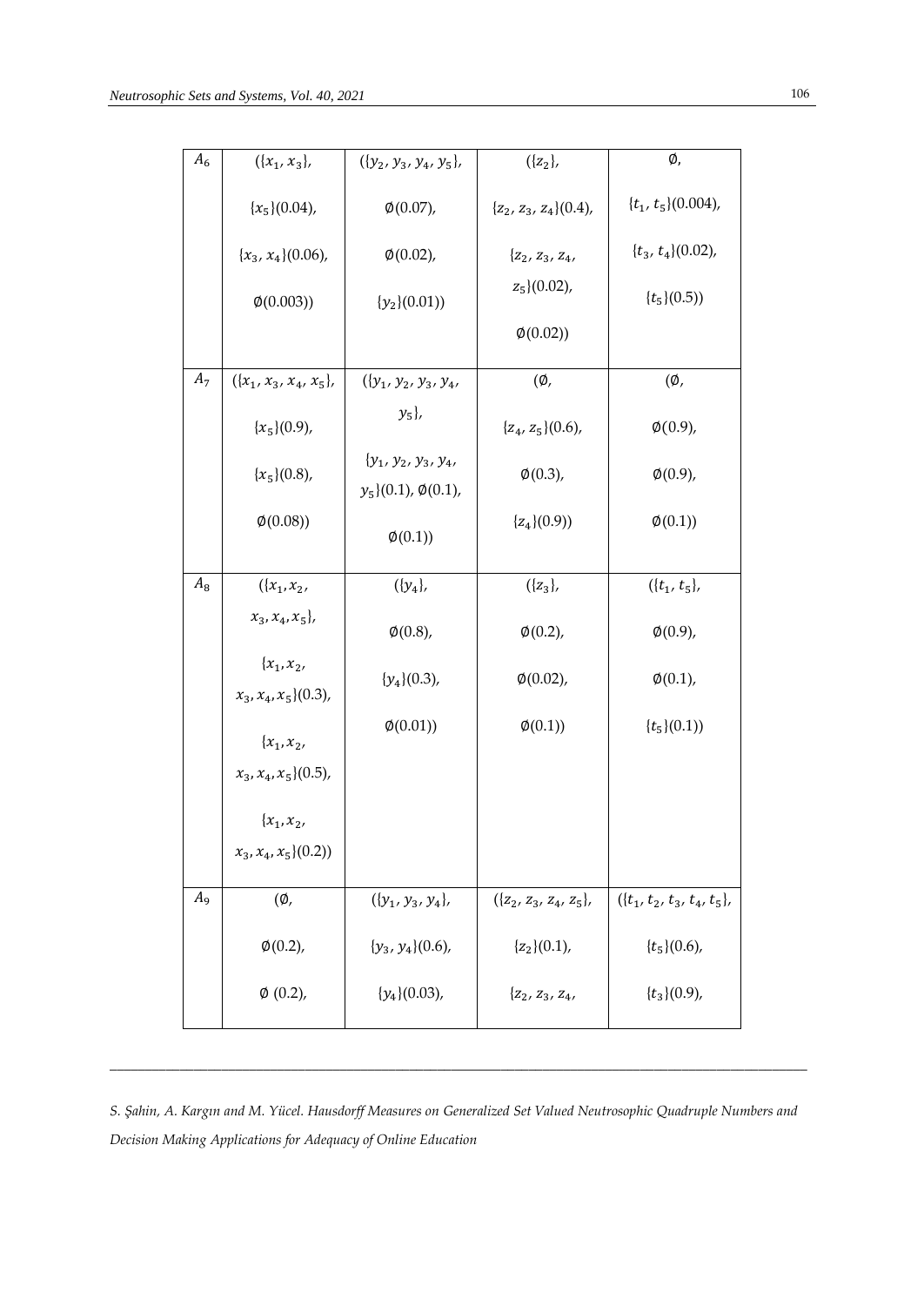| | | | | |
|---|---|---|---|---|
| $A_6$ | $(\{x_1, x_3\},$ $\{x_5\}(0.04),$ $\{x_3, x_4\}(0.06),$ $\emptyset(0.003))$ | $(\{y_2, y_3, y_4, y_5\},$ $\emptyset(0.07),$ $\emptyset(0.02),$ $\{y_2\}(0.01))$ | $(\{z_2\},$ $\{z_2, z_3, z_4\}(0.4),$ $\{z_2, z_3, z_4,$ $z_5\}(0.02),$ $\emptyset(0.02))$ | $\emptyset,$ $\{t_1, t_5\}(0.004),$ $\{t_3, t_4\}(0.02),$ $\{t_5\}(0.5))$ |
| $A_7$ | $(\{x_1, x_3, x_4, x_5\},$ $\{x_5\}(0.9),$ $\{x_5\}(0.8),$ $\emptyset(0.08))$ | $(\{y_1, y_2, y_3, y_4,$ $y_5\},$ $\{y_1, y_2, y_3, y_4,$ $y_5\}(0.1), \emptyset(0.1),$ $\emptyset(0.1))$ | $(\emptyset,$ $\{z_4, z_5\}(0.6),$ $\emptyset(0.3),$ $\{z_4\}(0.9))$ | $(\emptyset,$ $\emptyset(0.9),$ $\emptyset(0.9),$ $\emptyset(0.1))$ |
| $A_8$ | $(\{x_1, x_2,$ $x_3, x_4, x_5\},$ $\{x_1, x_2,$ $x_3, x_4, x_5\}(0.3),$ $\{x_1, x_2,$ $x_3, x_4, x_5\}(0.5),$ $\{x_1, x_2,$ $x_3, x_4, x_5\}(0.2))$ | $(\{y_4\},$ $\emptyset(0.8),$ $\{y_4\}(0.3),$ $\emptyset(0.01))$ | $(\{z_3\},$ $\emptyset(0.2),$ $\emptyset(0.02),$ $\emptyset(0.1))$ | $(\{t_1, t_5\},$ $\emptyset(0.9),$ $\emptyset(0.1),$ $\{t_5\}(0.1))$ |
| $A_9$ | $(\emptyset,$ $\emptyset(0.2),$ $\emptyset\ (0.2),$ | $(\{y_1, y_3, y_4\},$ $\{y_3, y_4\}(0.6),$ $\{y_4\}(0.03),$ | $(\{z_2, z_3, z_4, z_5\},$ $\{z_2\}(0.1),$ $\{z_2, z_3, z_4,$ | $(\{t_1, t_2, t_3, t_4, t_5\},$ $\{t_5\}(0.6),$ $\{t_3\}(0.9),$ |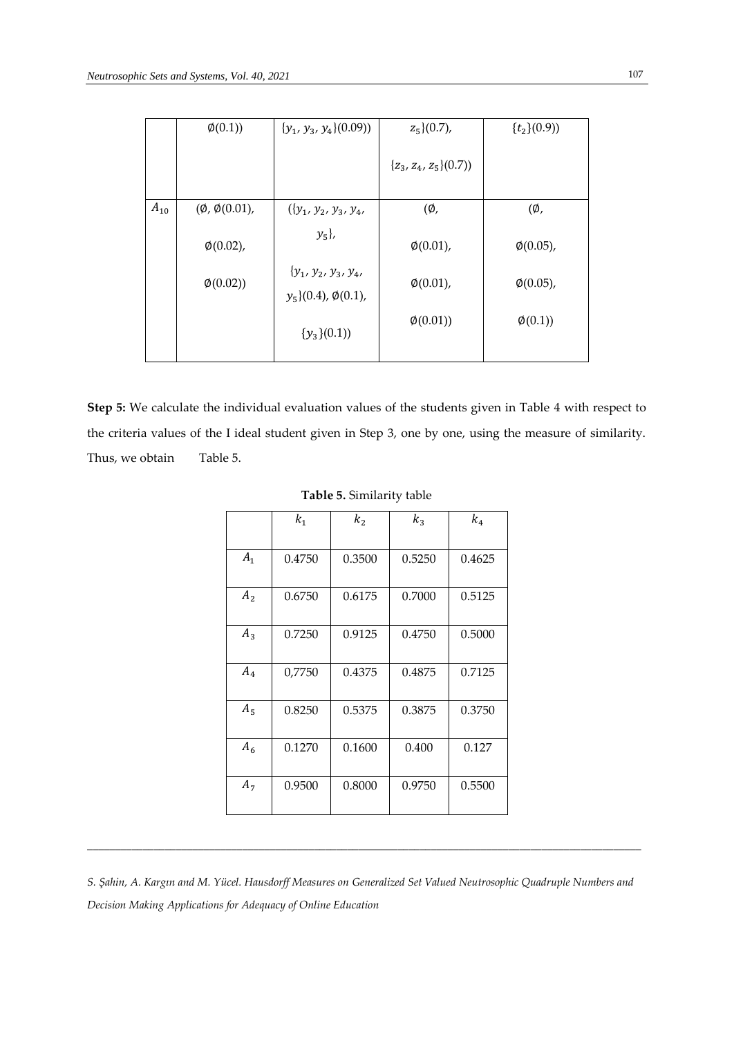|  | $\emptyset(0.1)$) | $\{y_1, y_3, y_4\}(0.09)$) | $z_5\}(0.7)$, $\{z_3, z_4, z_5\}(0.7)$) | $\{t_2\}(0.9)$) |
|---|---|---|---|---|
| $A_{10}$ | ($\emptyset$, $\emptyset(0.01)$, $\emptyset(0.02)$, $\emptyset(0.02)$) | ($\{y_1, y_2, y_3, y_4, y_5\}$, $\{y_1, y_2, y_3, y_4, y_5\}(0.4)$, $\emptyset(0.1)$, $\{y_3\}(0.1)$) | ($\emptyset$, $\emptyset(0.01)$, $\emptyset(0.01)$, $\emptyset(0.01)$) | ($\emptyset$, $\emptyset(0.05)$, $\emptyset(0.05)$, $\emptyset(0.1)$) |

**Step 5:** We calculate the individual evaluation values of the students given in Table 4 with respect to the criteria values of the I ideal student given in Step 3, one by one, using the measure of similarity. Thus, we obtain Table 5.

**Table 5.** Similarity table

|  | $k_1$ | $k_2$ | $k_3$ | $k_4$ |
|---|---|---|---|---|
| $A_1$ | 0.4750 | 0.3500 | 0.5250 | 0.4625 |
| $A_2$ | 0.6750 | 0.6175 | 0.7000 | 0.5125 |
| $A_3$ | 0.7250 | 0.9125 | 0.4750 | 0.5000 |
| $A_4$ | 0,7750 | 0.4375 | 0.4875 | 0.7125 |
| $A_5$ | 0.8250 | 0.5375 | 0.3875 | 0.3750 |
| $A_6$ | 0.1270 | 0.1600 | 0.400 | 0.127 |
| $A_7$ | 0.9500 | 0.8000 | 0.9750 | 0.5500 |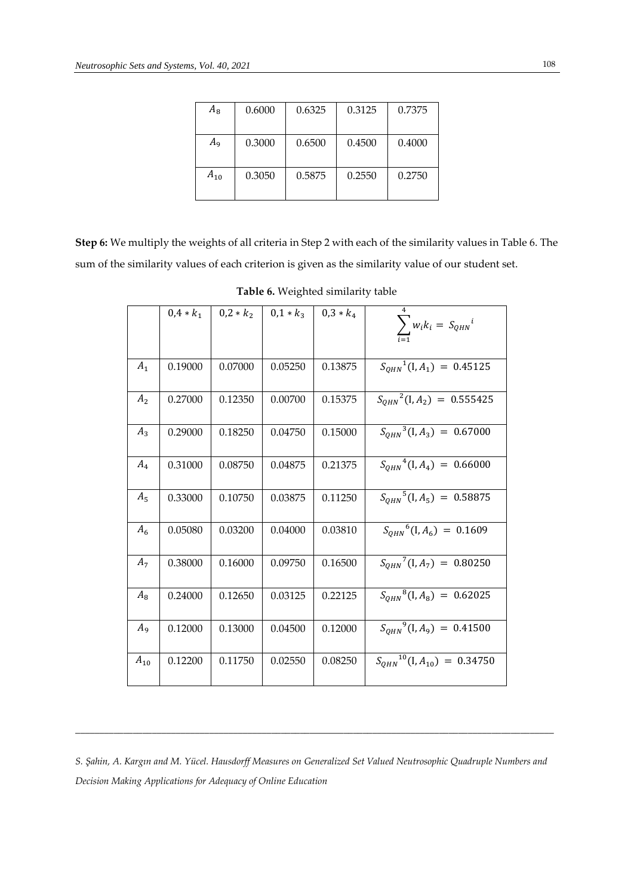| | | | | |
|---|---|---|---|---|
| $A_8$ | 0.6000 | 0.6325 | 0.3125 | 0.7375 |
| $A_9$ | 0.3000 | 0.6500 | 0.4500 | 0.4000 |
| $A_{10}$ | 0.3050 | 0.5875 | 0.2550 | 0.2750 |

**Step 6:** We multiply the weights of all criteria in Step 2 with each of the similarity values in Table 6. The sum of the similarity values of each criterion is given as the similarity value of our student set.

**Table 6.** Weighted similarity table

| | $0{,}4 * k_1$ | $0{,}2 * k_2$ | $0{,}1 * k_3$ | $0{,}3 * k_4$ | $\sum_{i=1}^{4} w_i k_i = S_{QHN}{}^{i}$ |
|---|---|---|---|---|---|
| $A_1$ | 0.19000 | 0.07000 | 0.05250 | 0.13875 | $S_{QHN}{}^{1}(\mathrm{I}, A_1) = 0.45125$ |
| $A_2$ | 0.27000 | 0.12350 | 0.00700 | 0.15375 | $S_{QHN}{}^{2}(\mathrm{I}, A_2) = 0.555425$ |
| $A_3$ | 0.29000 | 0.18250 | 0.04750 | 0.15000 | $S_{QHN}{}^{3}(\mathrm{I}, A_3) = 0.67000$ |
| $A_4$ | 0.31000 | 0.08750 | 0.04875 | 0.21375 | $S_{QHN}{}^{4}(\mathrm{I}, A_4) = 0.66000$ |
| $A_5$ | 0.33000 | 0.10750 | 0.03875 | 0.11250 | $S_{QHN}{}^{5}(\mathrm{I}, A_5) = 0.58875$ |
| $A_6$ | 0.05080 | 0.03200 | 0.04000 | 0.03810 | $S_{QHN}{}^{6}(\mathrm{I}, A_6) = 0.1609$ |
| $A_7$ | 0.38000 | 0.16000 | 0.09750 | 0.16500 | $S_{QHN}{}^{7}(\mathrm{I}, A_7) = 0.80250$ |
| $A_8$ | 0.24000 | 0.12650 | 0.03125 | 0.22125 | $S_{QHN}{}^{8}(\mathrm{I}, A_8) = 0.62025$ |
| $A_9$ | 0.12000 | 0.13000 | 0.04500 | 0.12000 | $S_{QHN}{}^{9}(\mathrm{I}, A_9) = 0.41500$ |
| $A_{10}$ | 0.12200 | 0.11750 | 0.02550 | 0.08250 | $S_{QHN}{}^{10}(\mathrm{I}, A_{10}) = 0.34750$ |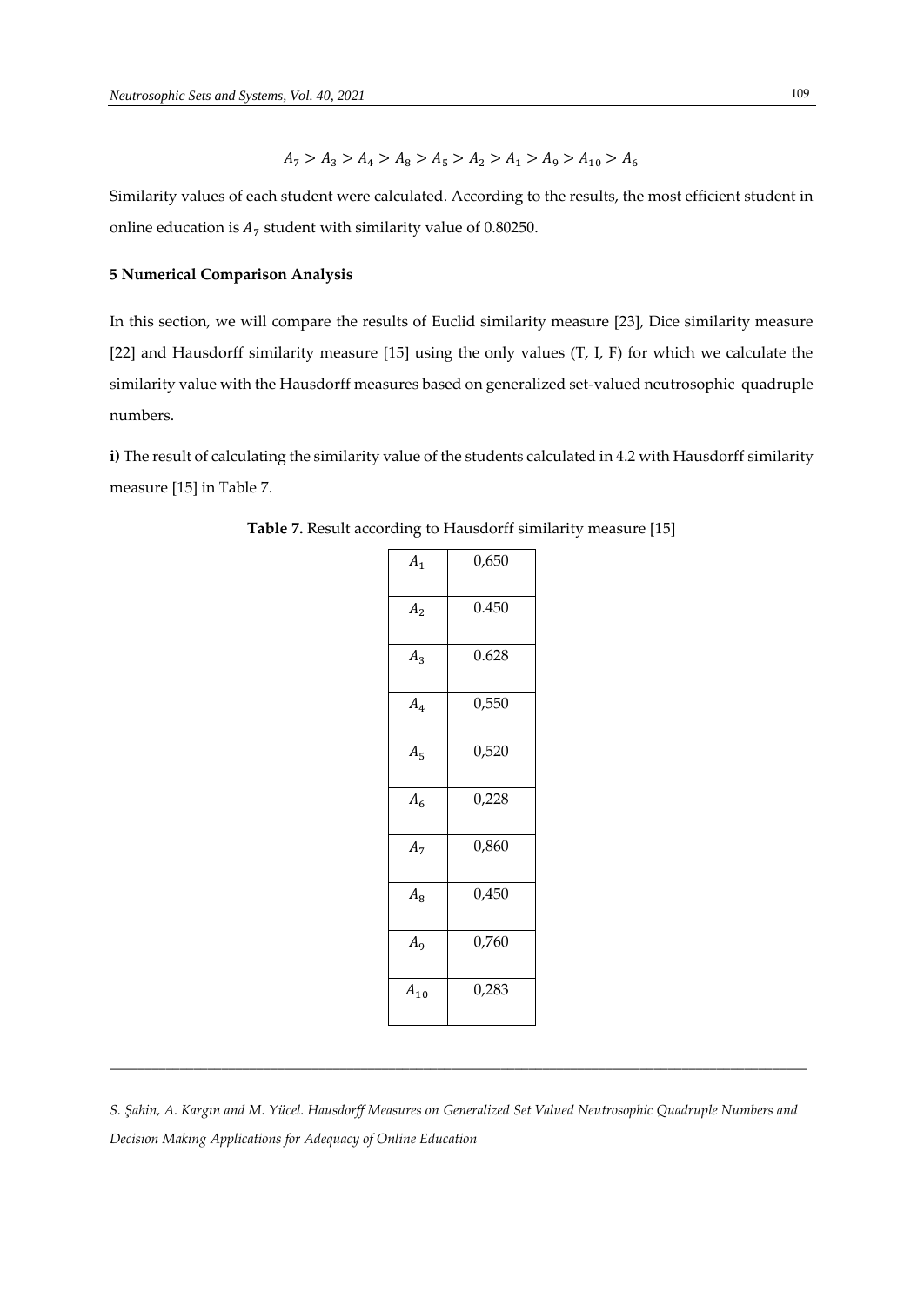$$A_7 > A_3 > A_4 > A_8 > A_5 > A_2 > A_1 > A_9 > A_{10} > A_6$$

Similarity values of each student were calculated. According to the results, the most efficient student in online education is $A_7$ student with similarity value of 0.80250.

## 5 Numerical Comparison Analysis

In this section, we will compare the results of Euclid similarity measure [23], Dice similarity measure [22] and Hausdorff similarity measure [15] using the only values (T, I, F) for which we calculate the similarity value with the Hausdorff measures based on generalized set-valued neutrosophic quadruple numbers.

**i)** The result of calculating the similarity value of the students calculated in 4.2 with Hausdorff similarity measure [15] in Table 7.

**Table 7.** Result according to Hausdorff similarity measure [15]

| | |
|---|---|
| $A_1$ | 0,650 |
| $A_2$ | 0.450 |
| $A_3$ | 0.628 |
| $A_4$ | 0,550 |
| $A_5$ | 0,520 |
| $A_6$ | 0,228 |
| $A_7$ | 0,860 |
| $A_8$ | 0,450 |
| $A_9$ | 0,760 |
| $A_{10}$ | 0,283 |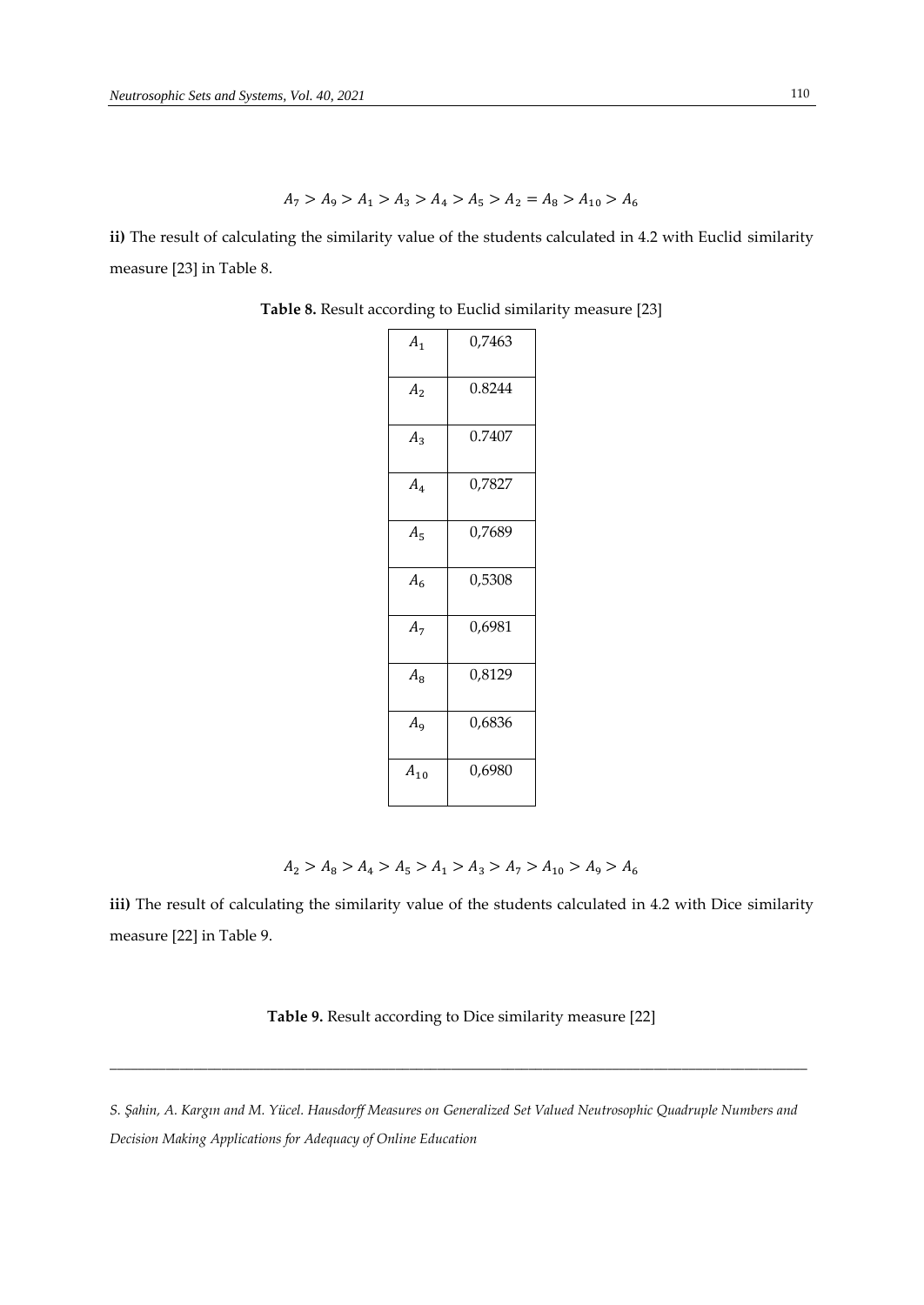$$A_7 > A_9 > A_1 > A_3 > A_4 > A_5 > A_2 = A_8 > A_{10} > A_6$$

**ii)** The result of calculating the similarity value of the students calculated in 4.2 with Euclid similarity measure [23] in Table 8.

**Table 8.** Result according to Euclid similarity measure [23]

| | |
|---|---|
| $A_1$ | 0,7463 |
| $A_2$ | 0.8244 |
| $A_3$ | 0.7407 |
| $A_4$ | 0,7827 |
| $A_5$ | 0,7689 |
| $A_6$ | 0,5308 |
| $A_7$ | 0,6981 |
| $A_8$ | 0,8129 |
| $A_9$ | 0,6836 |
| $A_{10}$ | 0,6980 |

$$A_2 > A_8 > A_4 > A_5 > A_1 > A_3 > A_7 > A_{10} > A_9 > A_6$$

**iii)** The result of calculating the similarity value of the students calculated in 4.2 with Dice similarity measure [22] in Table 9.

**Table 9.** Result according to Dice similarity measure [22]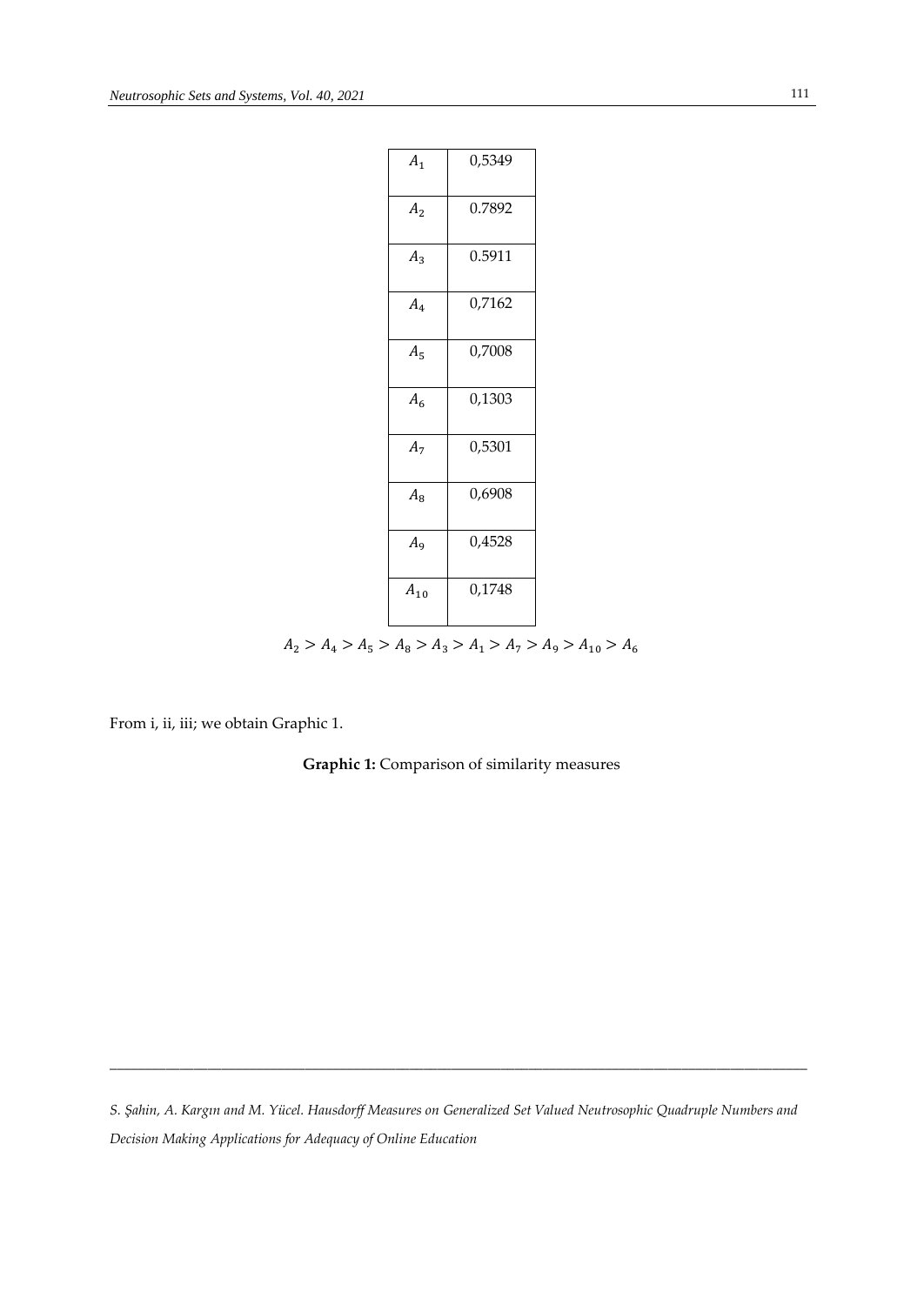| | |
|---|---|
| $A_1$ | 0,5349 |
| $A_2$ | 0.7892 |
| $A_3$ | 0.5911 |
| $A_4$ | 0,7162 |
| $A_5$ | 0,7008 |
| $A_6$ | 0,1303 |
| $A_7$ | 0,5301 |
| $A_8$ | 0,6908 |
| $A_9$ | 0,4528 |
| $A_{10}$ | 0,1748 |

$$A_2 > A_4 > A_5 > A_8 > A_3 > A_1 > A_7 > A_9 > A_{10} > A_6$$

From i, ii, iii; we obtain Graphic 1.

**Graphic 1:** Comparison of similarity measures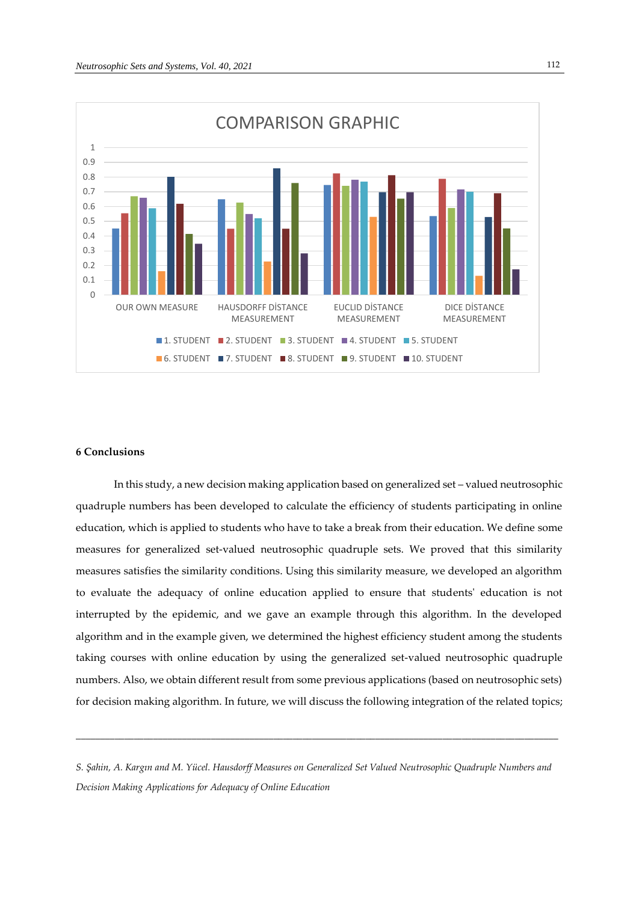COMPARISON GRAPHIC

1
0.9
0.8
0.7
0.6
0.5
0.4
0.3
0.2
0.1
0

OUR OWN MEASURE
HAUSDORFF DİSTANCE MEASUREMENT
EUCLID DİSTANCE MEASUREMENT
DICE DİSTANCE MEASUREMENT

1. STUDENT
2. STUDENT
3. STUDENT
4. STUDENT
5. STUDENT
6. STUDENT
7. STUDENT
8. STUDENT
9. STUDENT
10. STUDENT

## 6 Conclusions

In this study, a new decision making application based on generalized set – valued neutrosophic quadruple numbers has been developed to calculate the efficiency of students participating in online education, which is applied to students who have to take a break from their education. We define some measures for generalized set-valued neutrosophic quadruple sets. We proved that this similarity measures satisfies the similarity conditions. Using this similarity measure, we developed an algorithm to evaluate the adequacy of online education applied to ensure that students' education is not interrupted by the epidemic, and we gave an example through this algorithm. In the developed algorithm and in the example given, we determined the highest efficiency student among the students taking courses with online education by using the generalized set-valued neutrosophic quadruple numbers. Also, we obtain different result from some previous applications (based on neutrosophic sets) for decision making algorithm. In future, we will discuss the following integration of the related topics;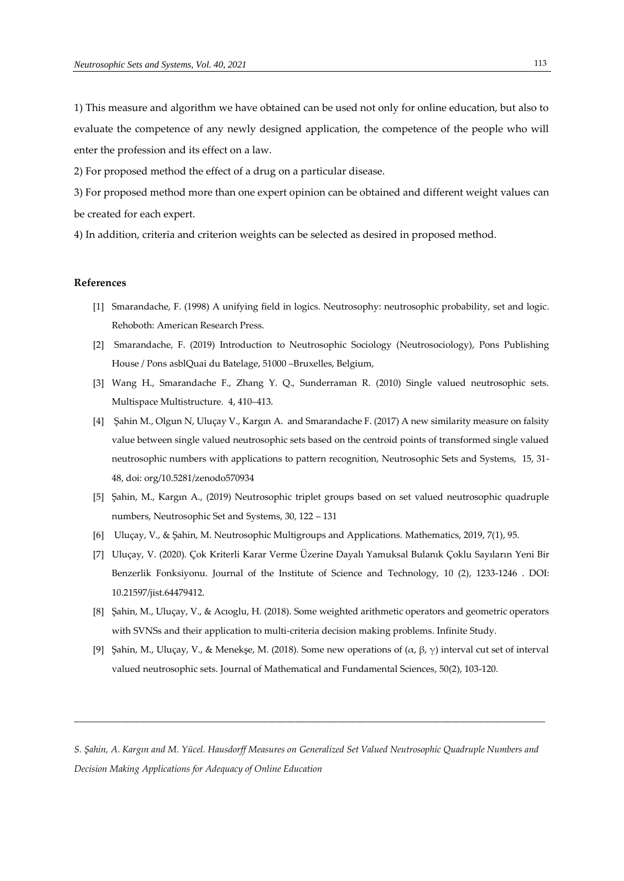1) This measure and algorithm we have obtained can be used not only for online education, but also to evaluate the competence of any newly designed application, the competence of the people who will enter the profession and its effect on a law.

2) For proposed method the effect of a drug on a particular disease.

3) For proposed method more than one expert opinion can be obtained and different weight values can be created for each expert.

4) In addition, criteria and criterion weights can be selected as desired in proposed method.

**References**

[1] Smarandache, F. (1998) A unifying field in logics. Neutrosophy: neutrosophic probability, set and logic. Rehoboth: American Research Press.

[2] Smarandache, F. (2019) Introduction to Neutrosophic Sociology (Neutrosociology), Pons Publishing House / Pons asblQuai du Batelage, 51000 –Bruxelles, Belgium,

[3] Wang H., Smarandache F., Zhang Y. Q., Sunderraman R. (2010) Single valued neutrosophic sets. Multispace Multistructure. 4, 410–413.

[4] Şahin M., Olgun N, Uluçay V., Kargın A. and Smarandache F. (2017) A new similarity measure on falsity value between single valued neutrosophic sets based on the centroid points of transformed single valued neutrosophic numbers with applications to pattern recognition, Neutrosophic Sets and Systems, 15, 31-48, doi: org/10.5281/zenodo570934

[5] Şahin, M., Kargın A., (2019) Neutrosophic triplet groups based on set valued neutrosophic quadruple numbers, Neutrosophic Set and Systems, 30, 122 – 131

[6] Uluçay, V., & Şahin, M. Neutrosophic Multigroups and Applications. Mathematics, 2019, 7(1), 95.

[7] Uluçay, V. (2020). Çok Kriterli Karar Verme Üzerine Dayalı Yamuksal Bulanık Çoklu Sayıların Yeni Bir Benzerlik Fonksiyonu. Journal of the Institute of Science and Technology, 10 (2), 1233-1246 . DOI: 10.21597/jist.64479412.

[8] Şahin, M., Uluçay, V., & Acıoglu, H. (2018). Some weighted arithmetic operators and geometric operators with SVNSs and their application to multi-criteria decision making problems. Infinite Study.

[9] Şahin, M., Uluçay, V., & Menekşe, M. (2018). Some new operations of (α, β, γ) interval cut set of interval valued neutrosophic sets. Journal of Mathematical and Fundamental Sciences, 50(2), 103-120.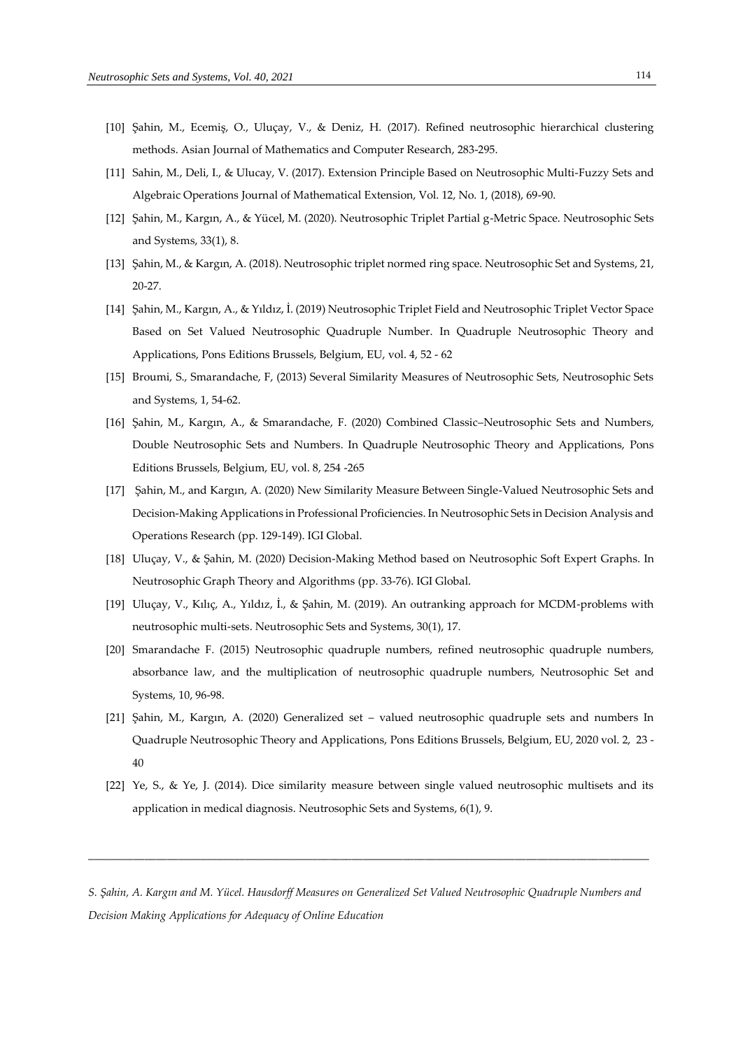[10] Şahin, M., Ecemiş, O., Uluçay, V., & Deniz, H. (2017). Refined neutrosophic hierarchical clustering methods. Asian Journal of Mathematics and Computer Research, 283-295.

[11] Sahin, M., Deli, I., & Ulucay, V. (2017). Extension Principle Based on Neutrosophic Multi-Fuzzy Sets and Algebraic Operations Journal of Mathematical Extension, Vol. 12, No. 1, (2018), 69-90.

[12] Şahin, M., Kargın, A., & Yücel, M. (2020). Neutrosophic Triplet Partial g-Metric Space. Neutrosophic Sets and Systems, 33(1), 8.

[13] Şahin, M., & Kargın, A. (2018). Neutrosophic triplet normed ring space. Neutrosophic Set and Systems, 21, 20-27.

[14] Şahin, M., Kargın, A., & Yıldız, İ. (2019) Neutrosophic Triplet Field and Neutrosophic Triplet Vector Space Based on Set Valued Neutrosophic Quadruple Number. In Quadruple Neutrosophic Theory and Applications, Pons Editions Brussels, Belgium, EU, vol. 4, 52 - 62

[15] Broumi, S., Smarandache, F, (2013) Several Similarity Measures of Neutrosophic Sets, Neutrosophic Sets and Systems, 1, 54-62.

[16] Şahin, M., Kargın, A., & Smarandache, F. (2020) Combined Classic–Neutrosophic Sets and Numbers, Double Neutrosophic Sets and Numbers. In Quadruple Neutrosophic Theory and Applications, Pons Editions Brussels, Belgium, EU, vol. 8, 254 -265

[17] Şahin, M., and Kargın, A. (2020) New Similarity Measure Between Single-Valued Neutrosophic Sets and Decision-Making Applications in Professional Proficiencies. In Neutrosophic Sets in Decision Analysis and Operations Research (pp. 129-149). IGI Global.

[18] Uluçay, V., & Şahin, M. (2020) Decision-Making Method based on Neutrosophic Soft Expert Graphs. In Neutrosophic Graph Theory and Algorithms (pp. 33-76). IGI Global.

[19] Uluçay, V., Kılıç, A., Yıldız, İ., & Şahin, M. (2019). An outranking approach for MCDM-problems with neutrosophic multi-sets. Neutrosophic Sets and Systems, 30(1), 17.

[20] Smarandache F. (2015) Neutrosophic quadruple numbers, refined neutrosophic quadruple numbers, absorbance law, and the multiplication of neutrosophic quadruple numbers, Neutrosophic Set and Systems, 10, 96-98.

[21] Şahin, M., Kargın, A. (2020) Generalized set – valued neutrosophic quadruple sets and numbers In Quadruple Neutrosophic Theory and Applications, Pons Editions Brussels, Belgium, EU, 2020 vol. 2, 23 - 40

[22] Ye, S., & Ye, J. (2014). Dice similarity measure between single valued neutrosophic multisets and its application in medical diagnosis. Neutrosophic Sets and Systems, 6(1), 9.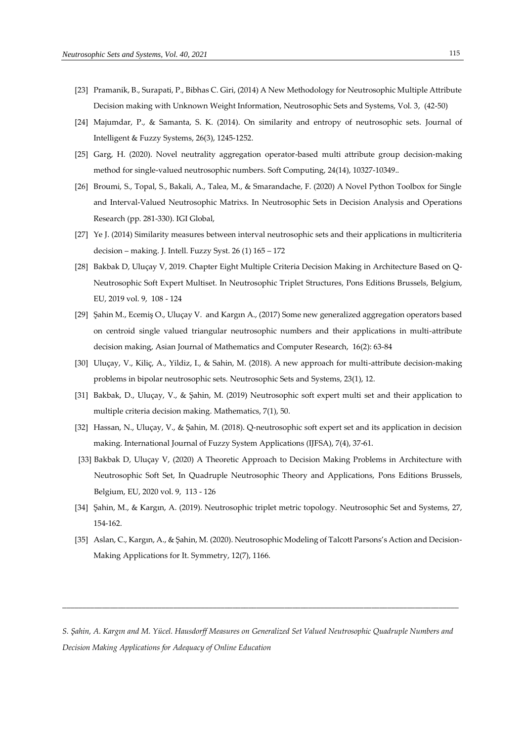[23] Pramanik, B., Surapati, P., Bibhas C. Giri, (2014) A New Methodology for Neutrosophic Multiple Attribute Decision making with Unknown Weight Information, Neutrosophic Sets and Systems, Vol. 3, (42-50)

[24] Majumdar, P., & Samanta, S. K. (2014). On similarity and entropy of neutrosophic sets. Journal of Intelligent & Fuzzy Systems, 26(3), 1245-1252.

[25] Garg, H. (2020). Novel neutrality aggregation operator-based multi attribute group decision-making method for single-valued neutrosophic numbers. Soft Computing, 24(14), 10327-10349..

[26] Broumi, S., Topal, S., Bakali, A., Talea, M., & Smarandache, F. (2020) A Novel Python Toolbox for Single and Interval-Valued Neutrosophic Matrixs. In Neutrosophic Sets in Decision Analysis and Operations Research (pp. 281-330). IGI Global,

[27] Ye J. (2014) Similarity measures between interval neutrosophic sets and their applications in multicriteria decision – making. J. Intell. Fuzzy Syst. 26 (1) 165 – 172

[28] Bakbak D, Uluçay V, 2019. Chapter Eight Multiple Criteria Decision Making in Architecture Based on Q-Neutrosophic Soft Expert Multiset. In Neutrosophic Triplet Structures, Pons Editions Brussels, Belgium, EU, 2019 vol. 9, 108 - 124

[29] Şahin M., Ecemiş O., Uluçay V. and Kargın A., (2017) Some new generalized aggregation operators based on centroid single valued triangular neutrosophic numbers and their applications in multi-attribute decision making, Asian Journal of Mathematics and Computer Research, 16(2): 63-84

[30] Uluçay, V., Kiliç, A., Yildiz, I., & Sahin, M. (2018). A new approach for multi-attribute decision-making problems in bipolar neutrosophic sets. Neutrosophic Sets and Systems, 23(1), 12.

[31] Bakbak, D., Uluçay, V., & Şahin, M. (2019) Neutrosophic soft expert multi set and their application to multiple criteria decision making. Mathematics, 7(1), 50.

[32] Hassan, N., Uluçay, V., & Şahin, M. (2018). Q-neutrosophic soft expert set and its application in decision making. International Journal of Fuzzy System Applications (IJFSA), 7(4), 37-61.

[33] Bakbak D, Uluçay V, (2020) A Theoretic Approach to Decision Making Problems in Architecture with Neutrosophic Soft Set, In Quadruple Neutrosophic Theory and Applications, Pons Editions Brussels, Belgium, EU, 2020 vol. 9, 113 - 126

[34] Şahin, M., & Kargın, A. (2019). Neutrosophic triplet metric topology. Neutrosophic Set and Systems, 27, 154-162.

[35] Aslan, C., Kargın, A., & Şahin, M. (2020). Neutrosophic Modeling of Talcott Parsons's Action and Decision-Making Applications for It. Symmetry, 12(7), 1166.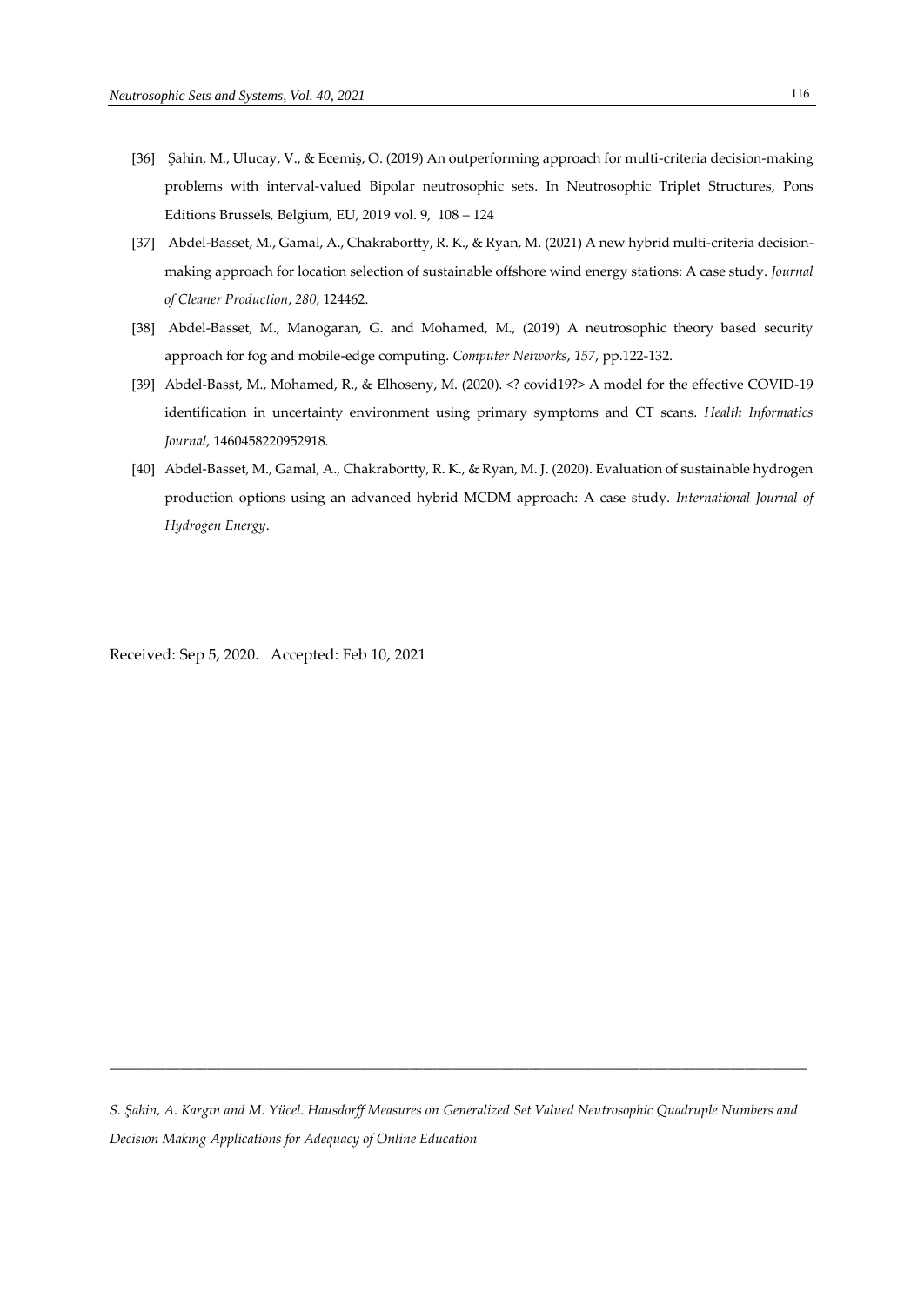[36] Şahin, M., Ulucay, V., & Ecemiş, O. (2019) An outperforming approach for multi-criteria decision-making problems with interval-valued Bipolar neutrosophic sets. In Neutrosophic Triplet Structures, Pons Editions Brussels, Belgium, EU, 2019 vol. 9, 108 – 124

[37] Abdel-Basset, M., Gamal, A., Chakrabortty, R. K., & Ryan, M. (2021) A new hybrid multi-criteria decision-making approach for location selection of sustainable offshore wind energy stations: A case study. *Journal of Cleaner Production*, *280*, 124462.

[38] Abdel-Basset, M., Manogaran, G. and Mohamed, M., (2019) A neutrosophic theory based security approach for fog and mobile-edge computing. *Computer Networks*, *157*, pp.122-132.

[39] Abdel-Basst, M., Mohamed, R., & Elhoseny, M. (2020). <? covid19?> A model for the effective COVID-19 identification in uncertainty environment using primary symptoms and CT scans. *Health Informatics Journal*, 1460458220952918.

[40] Abdel-Basset, M., Gamal, A., Chakrabortty, R. K., & Ryan, M. J. (2020). Evaluation of sustainable hydrogen production options using an advanced hybrid MCDM approach: A case study. *International Journal of Hydrogen Energy*.

Received: Sep 5, 2020. Accepted: Feb 10, 2021